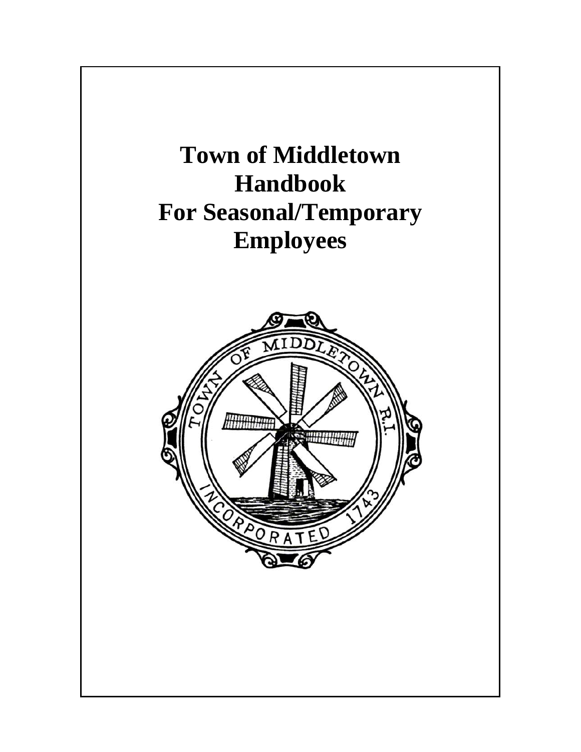# Town of Middletown Handbook For Seasonal/Temporary Employees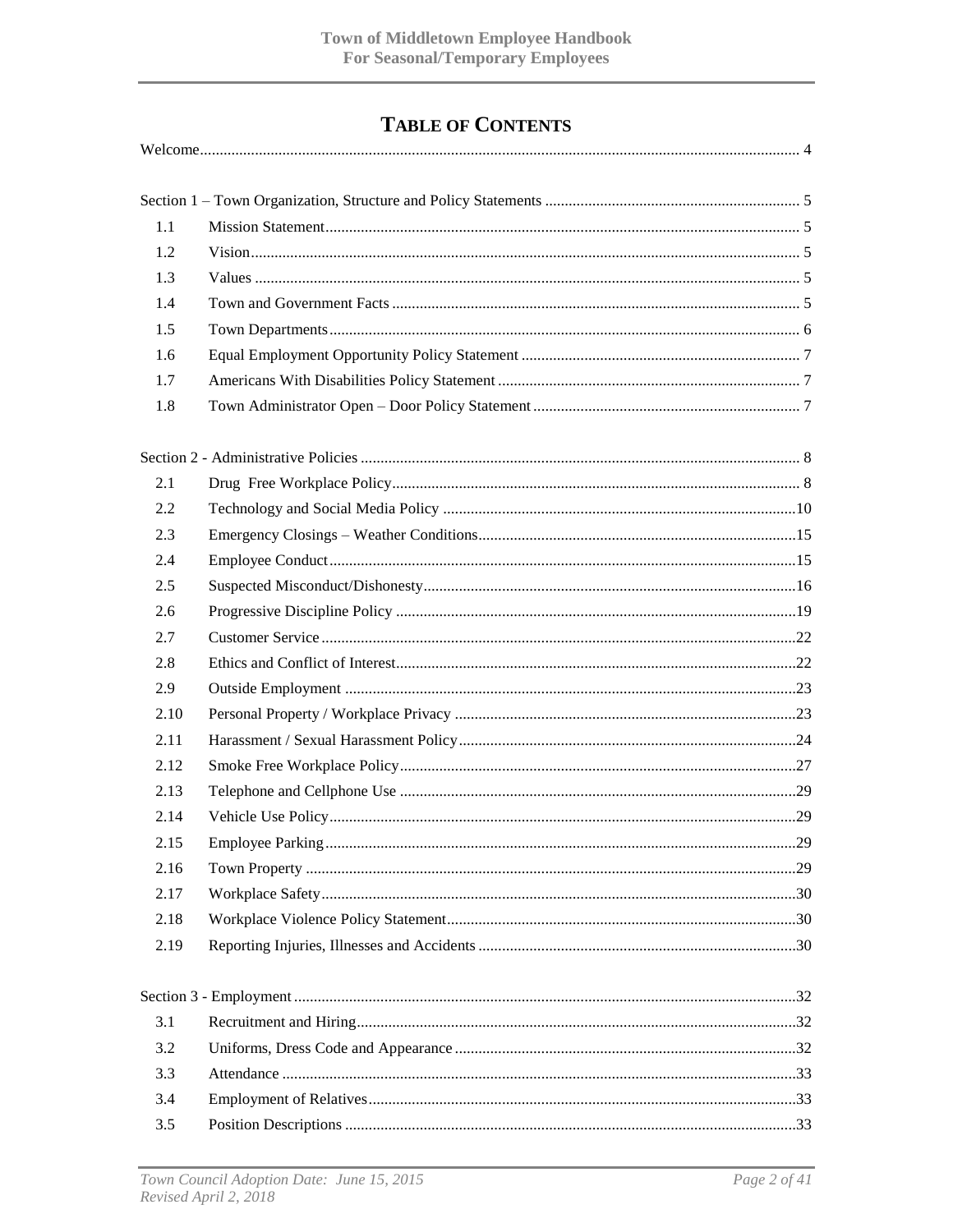# TABLE OF CONTENTS

Welcome ..... 4

Section 1 – Town Organization, Structure and Policy Statements ..... 5

| | | |
|---|---|---|
| 1.1 | Mission Statement | 5 |
| 1.2 | Vision | 5 |
| 1.3 | Values | 5 |
| 1.4 | Town and Government Facts | 5 |
| 1.5 | Town Departments | 6 |
| 1.6 | Equal Employment Opportunity Policy Statement | 7 |
| 1.7 | Americans With Disabilities Policy Statement | 7 |
| 1.8 | Town Administrator Open – Door Policy Statement | 7 |

Section 2 - Administrative Policies ..... 8

| | | |
|---|---|---|
| 2.1 | Drug Free Workplace Policy | 8 |
| 2.2 | Technology and Social Media Policy | 10 |
| 2.3 | Emergency Closings – Weather Conditions | 15 |
| 2.4 | Employee Conduct | 15 |
| 2.5 | Suspected Misconduct/Dishonesty | 16 |
| 2.6 | Progressive Discipline Policy | 19 |
| 2.7 | Customer Service | 22 |
| 2.8 | Ethics and Conflict of Interest | 22 |
| 2.9 | Outside Employment | 23 |
| 2.10 | Personal Property / Workplace Privacy | 23 |
| 2.11 | Harassment / Sexual Harassment Policy | 24 |
| 2.12 | Smoke Free Workplace Policy | 27 |
| 2.13 | Telephone and Cellphone Use | 29 |
| 2.14 | Vehicle Use Policy | 29 |
| 2.15 | Employee Parking | 29 |
| 2.16 | Town Property | 29 |
| 2.17 | Workplace Safety | 30 |
| 2.18 | Workplace Violence Policy Statement | 30 |
| 2.19 | Reporting Injuries, Illnesses and Accidents | 30 |

Section 3 - Employment ..... 32

| | | |
|---|---|---|
| 3.1 | Recruitment and Hiring | 32 |
| 3.2 | Uniforms, Dress Code and Appearance | 32 |
| 3.3 | Attendance | 33 |
| 3.4 | Employment of Relatives | 33 |
| 3.5 | Position Descriptions | 33 |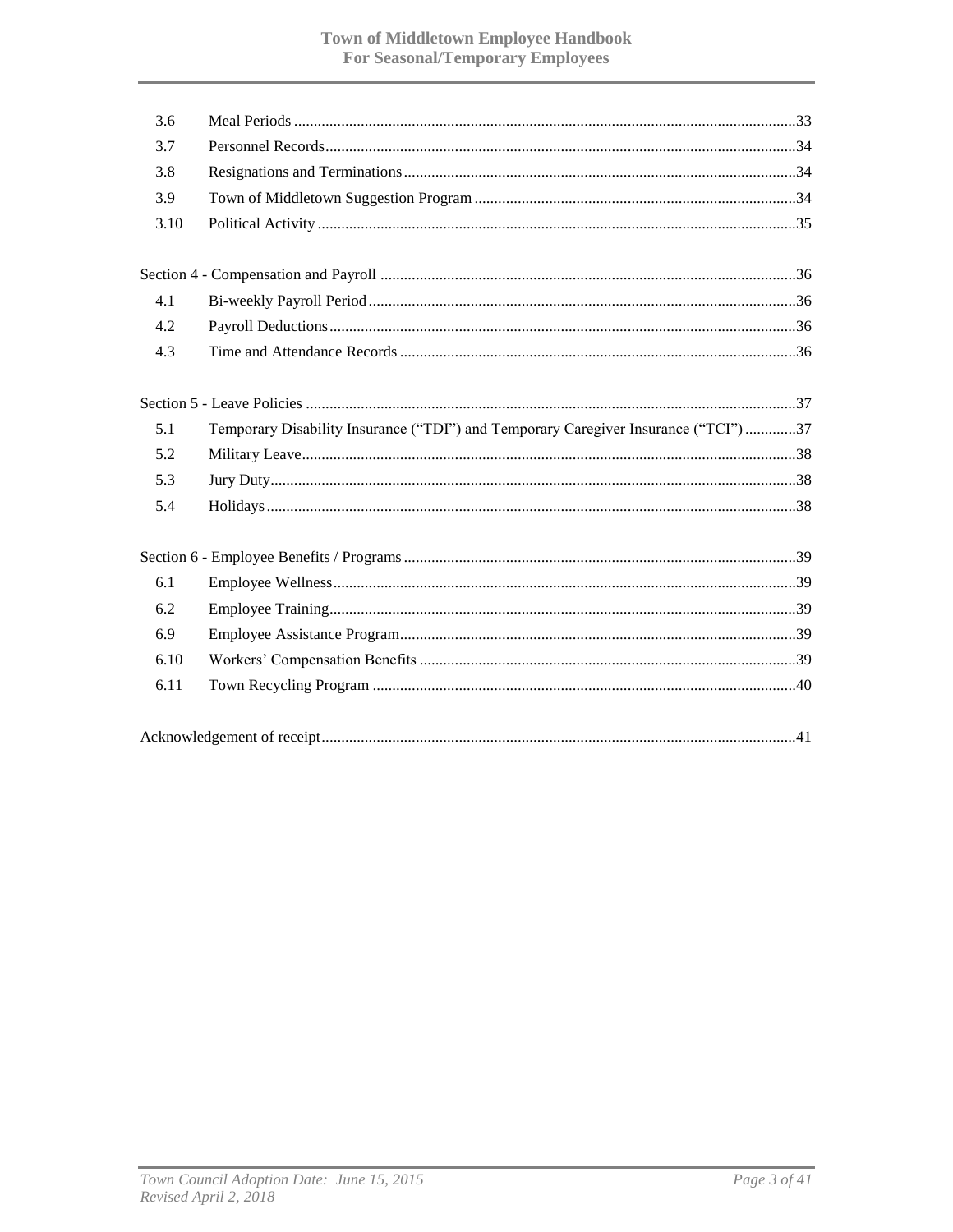| | | |
|---|---|---|
| 3.6 | Meal Periods | 33 |
| 3.7 | Personnel Records | 34 |
| 3.8 | Resignations and Terminations | 34 |
| 3.9 | Town of Middletown Suggestion Program | 34 |
| 3.10 | Political Activity | 35 |

Section 4 - Compensation and Payroll ..... 36

| | | |
|---|---|---|
| 4.1 | Bi-weekly Payroll Period | 36 |
| 4.2 | Payroll Deductions | 36 |
| 4.3 | Time and Attendance Records | 36 |

Section 5 - Leave Policies ..... 37

| | | |
|---|---|---|
| 5.1 | Temporary Disability Insurance ("TDI") and Temporary Caregiver Insurance ("TCI") | 37 |
| 5.2 | Military Leave | 38 |
| 5.3 | Jury Duty | 38 |
| 5.4 | Holidays | 38 |

Section 6 - Employee Benefits / Programs ..... 39

| | | |
|---|---|---|
| 6.1 | Employee Wellness | 39 |
| 6.2 | Employee Training | 39 |
| 6.9 | Employee Assistance Program | 39 |
| 6.10 | Workers' Compensation Benefits | 39 |
| 6.11 | Town Recycling Program | 40 |

Acknowledgement of receipt ..... 41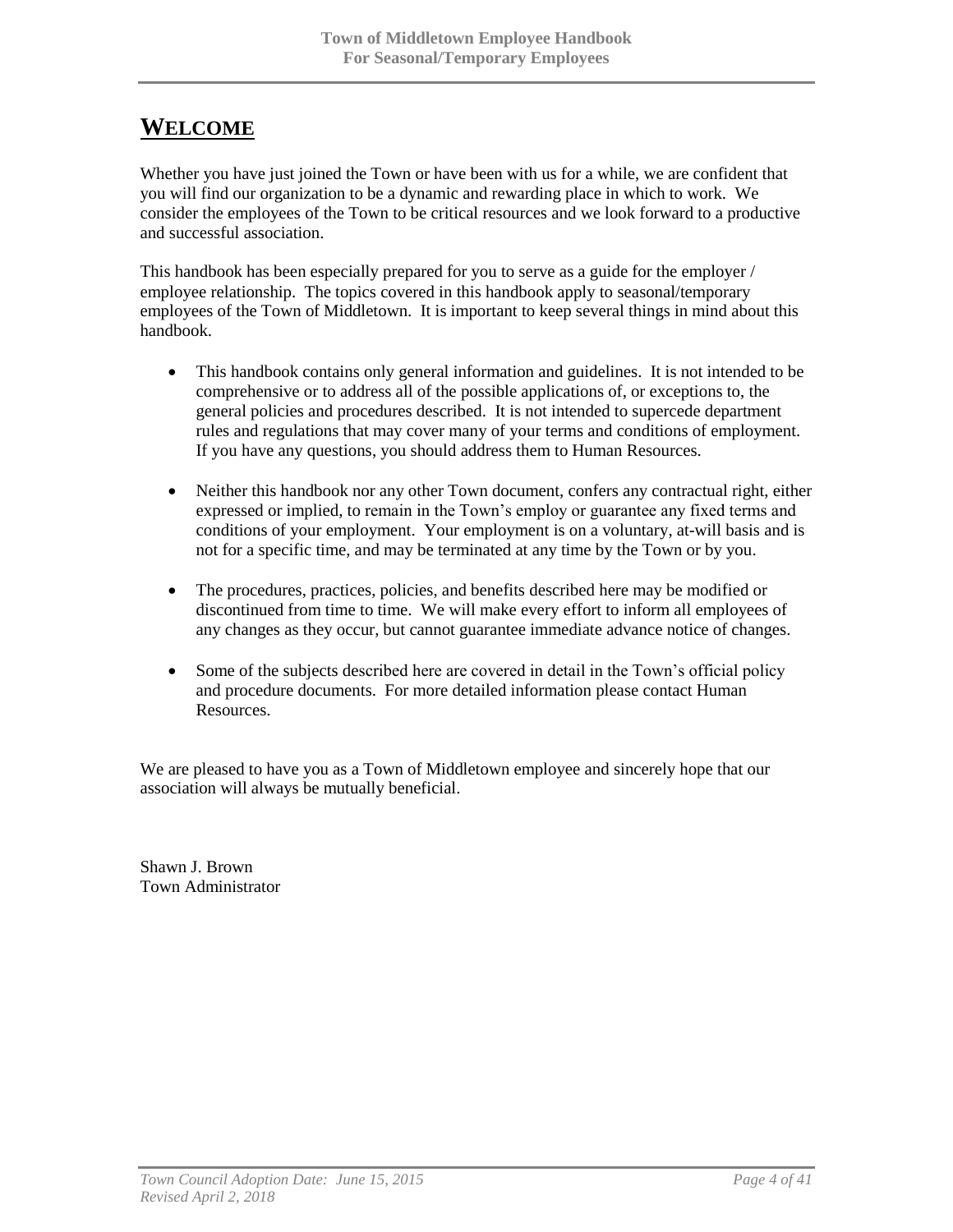# WELCOME

Whether you have just joined the Town or have been with us for a while, we are confident that you will find our organization to be a dynamic and rewarding place in which to work. We consider the employees of the Town to be critical resources and we look forward to a productive and successful association.

This handbook has been especially prepared for you to serve as a guide for the employer / employee relationship. The topics covered in this handbook apply to seasonal/temporary employees of the Town of Middletown. It is important to keep several things in mind about this handbook.

- This handbook contains only general information and guidelines. It is not intended to be comprehensive or to address all of the possible applications of, or exceptions to, the general policies and procedures described. It is not intended to supercede department rules and regulations that may cover many of your terms and conditions of employment. If you have any questions, you should address them to Human Resources.

- Neither this handbook nor any other Town document, confers any contractual right, either expressed or implied, to remain in the Town's employ or guarantee any fixed terms and conditions of your employment. Your employment is on a voluntary, at-will basis and is not for a specific time, and may be terminated at any time by the Town or by you.

- The procedures, practices, policies, and benefits described here may be modified or discontinued from time to time. We will make every effort to inform all employees of any changes as they occur, but cannot guarantee immediate advance notice of changes.

- Some of the subjects described here are covered in detail in the Town's official policy and procedure documents. For more detailed information please contact Human Resources.

We are pleased to have you as a Town of Middletown employee and sincerely hope that our association will always be mutually beneficial.

Shawn J. Brown
Town Administrator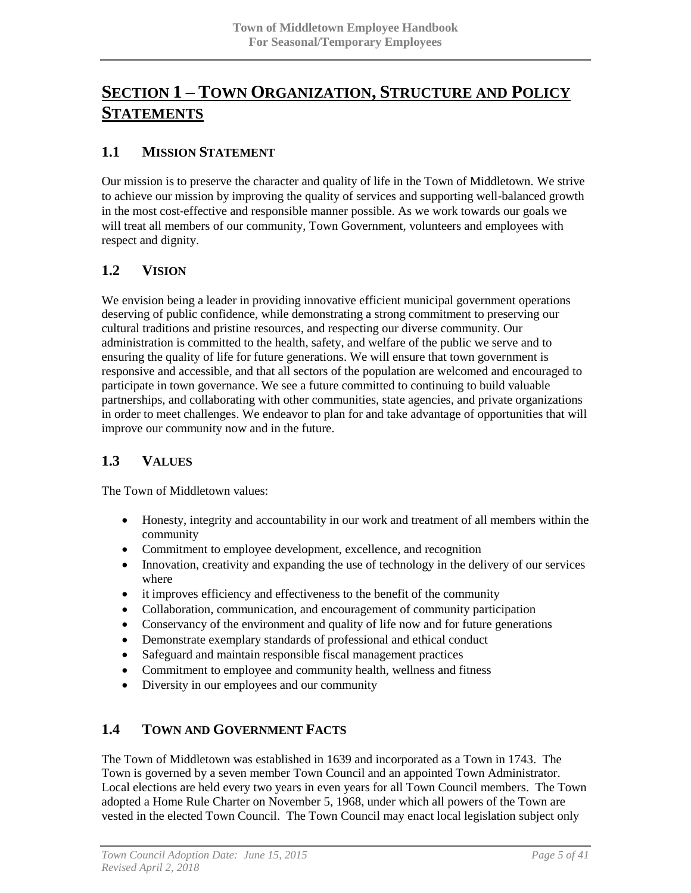# SECTION 1 – TOWN ORGANIZATION, STRUCTURE AND POLICY STATEMENTS

## 1.1 MISSION STATEMENT

Our mission is to preserve the character and quality of life in the Town of Middletown. We strive to achieve our mission by improving the quality of services and supporting well-balanced growth in the most cost-effective and responsible manner possible. As we work towards our goals we will treat all members of our community, Town Government, volunteers and employees with respect and dignity.

## 1.2 VISION

We envision being a leader in providing innovative efficient municipal government operations deserving of public confidence, while demonstrating a strong commitment to preserving our cultural traditions and pristine resources, and respecting our diverse community. Our administration is committed to the health, safety, and welfare of the public we serve and to ensuring the quality of life for future generations. We will ensure that town government is responsive and accessible, and that all sectors of the population are welcomed and encouraged to participate in town governance. We see a future committed to continuing to build valuable partnerships, and collaborating with other communities, state agencies, and private organizations in order to meet challenges. We endeavor to plan for and take advantage of opportunities that will improve our community now and in the future.

## 1.3 VALUES

The Town of Middletown values:

- Honesty, integrity and accountability in our work and treatment of all members within the community
- Commitment to employee development, excellence, and recognition
- Innovation, creativity and expanding the use of technology in the delivery of our services where
- it improves efficiency and effectiveness to the benefit of the community
- Collaboration, communication, and encouragement of community participation
- Conservancy of the environment and quality of life now and for future generations
- Demonstrate exemplary standards of professional and ethical conduct
- Safeguard and maintain responsible fiscal management practices
- Commitment to employee and community health, wellness and fitness
- Diversity in our employees and our community

## 1.4 TOWN AND GOVERNMENT FACTS

The Town of Middletown was established in 1639 and incorporated as a Town in 1743. The Town is governed by a seven member Town Council and an appointed Town Administrator. Local elections are held every two years in even years for all Town Council members. The Town adopted a Home Rule Charter on November 5, 1968, under which all powers of the Town are vested in the elected Town Council. The Town Council may enact local legislation subject only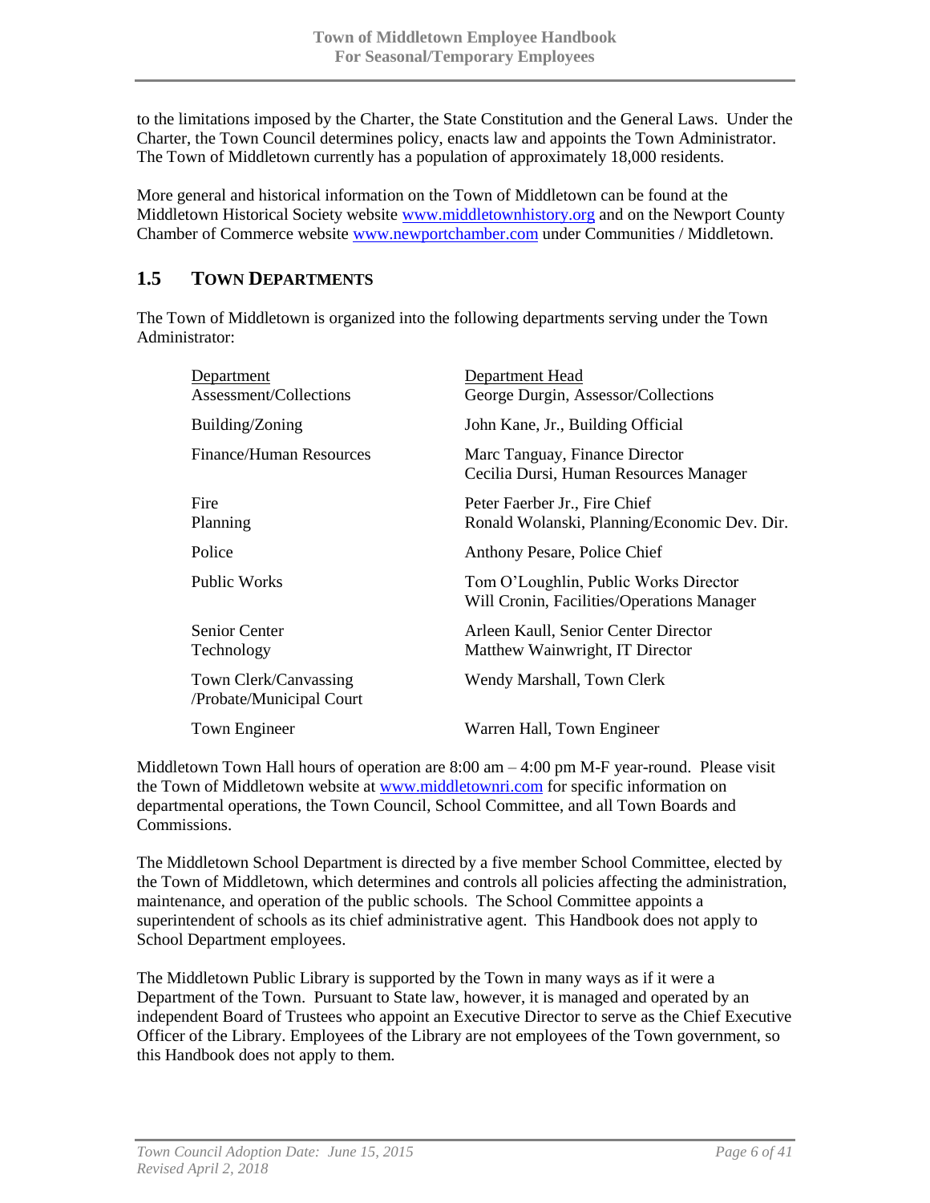to the limitations imposed by the Charter, the State Constitution and the General Laws. Under the Charter, the Town Council determines policy, enacts law and appoints the Town Administrator. The Town of Middletown currently has a population of approximately 18,000 residents.

More general and historical information on the Town of Middletown can be found at the Middletown Historical Society website www.middletownhistory.org and on the Newport County Chamber of Commerce website www.newportchamber.com under Communities / Middletown.

## 1.5 TOWN DEPARTMENTS

The Town of Middletown is organized into the following departments serving under the Town Administrator:

| Department | Department Head |
|---|---|
| Assessment/Collections | George Durgin, Assessor/Collections |
| Building/Zoning | John Kane, Jr., Building Official |
| Finance/Human Resources | Marc Tanguay, Finance Director<br>Cecilia Dursi, Human Resources Manager |
| Fire | Peter Faerber Jr., Fire Chief |
| Planning | Ronald Wolanski, Planning/Economic Dev. Dir. |
| Police | Anthony Pesare, Police Chief |
| Public Works | Tom O'Loughlin, Public Works Director<br>Will Cronin, Facilities/Operations Manager |
| Senior Center | Arleen Kaull, Senior Center Director |
| Technology | Matthew Wainwright, IT Director |
| Town Clerk/Canvassing /Probate/Municipal Court | Wendy Marshall, Town Clerk |
| Town Engineer | Warren Hall, Town Engineer |

Middletown Town Hall hours of operation are 8:00 am – 4:00 pm M-F year-round. Please visit the Town of Middletown website at www.middletownri.com for specific information on departmental operations, the Town Council, School Committee, and all Town Boards and Commissions.

The Middletown School Department is directed by a five member School Committee, elected by the Town of Middletown, which determines and controls all policies affecting the administration, maintenance, and operation of the public schools. The School Committee appoints a superintendent of schools as its chief administrative agent. This Handbook does not apply to School Department employees.

The Middletown Public Library is supported by the Town in many ways as if it were a Department of the Town. Pursuant to State law, however, it is managed and operated by an independent Board of Trustees who appoint an Executive Director to serve as the Chief Executive Officer of the Library. Employees of the Library are not employees of the Town government, so this Handbook does not apply to them.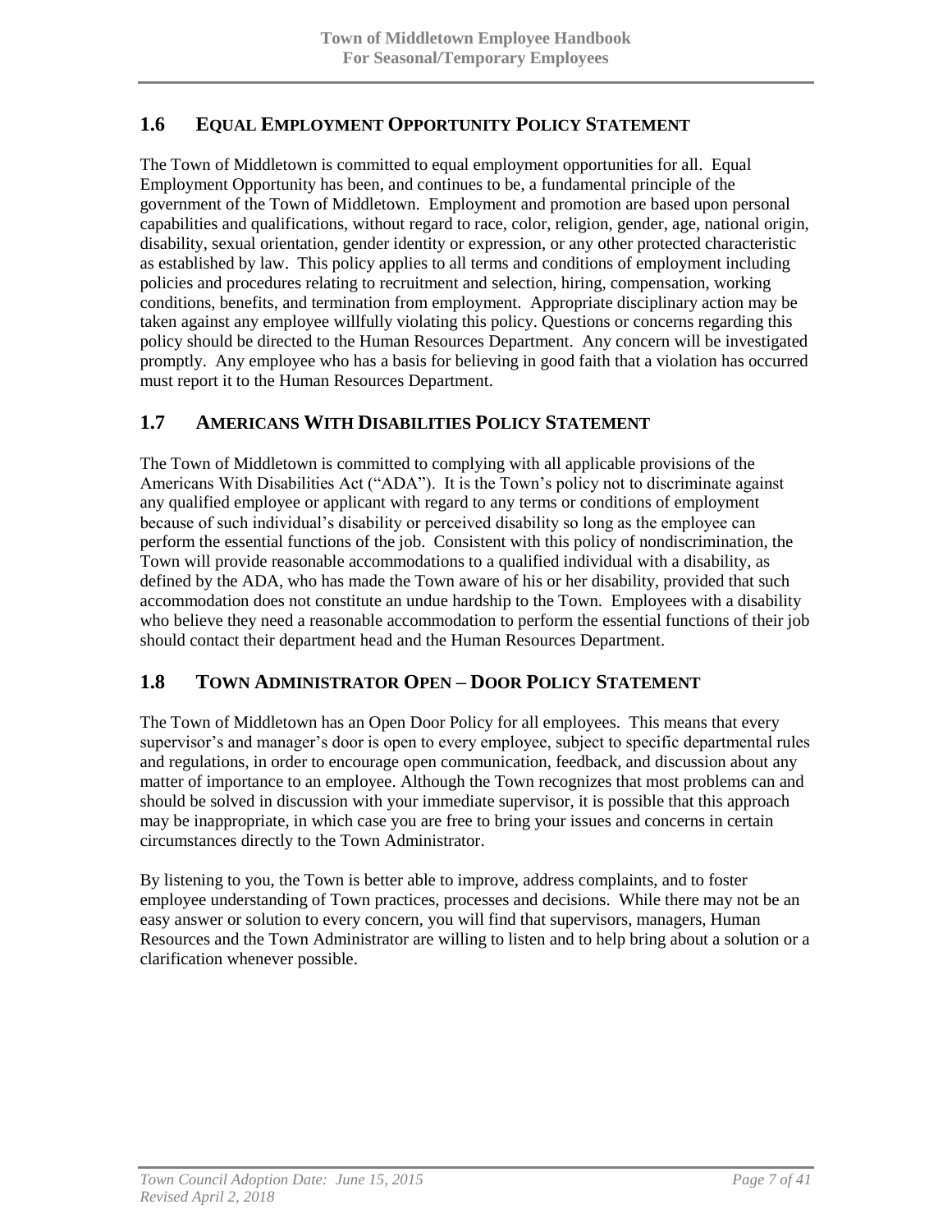## 1.6 EQUAL EMPLOYMENT OPPORTUNITY POLICY STATEMENT

The Town of Middletown is committed to equal employment opportunities for all. Equal Employment Opportunity has been, and continues to be, a fundamental principle of the government of the Town of Middletown. Employment and promotion are based upon personal capabilities and qualifications, without regard to race, color, religion, gender, age, national origin, disability, sexual orientation, gender identity or expression, or any other protected characteristic as established by law. This policy applies to all terms and conditions of employment including policies and procedures relating to recruitment and selection, hiring, compensation, working conditions, benefits, and termination from employment. Appropriate disciplinary action may be taken against any employee willfully violating this policy. Questions or concerns regarding this policy should be directed to the Human Resources Department. Any concern will be investigated promptly. Any employee who has a basis for believing in good faith that a violation has occurred must report it to the Human Resources Department.

## 1.7 AMERICANS WITH DISABILITIES POLICY STATEMENT

The Town of Middletown is committed to complying with all applicable provisions of the Americans With Disabilities Act ("ADA"). It is the Town's policy not to discriminate against any qualified employee or applicant with regard to any terms or conditions of employment because of such individual's disability or perceived disability so long as the employee can perform the essential functions of the job. Consistent with this policy of nondiscrimination, the Town will provide reasonable accommodations to a qualified individual with a disability, as defined by the ADA, who has made the Town aware of his or her disability, provided that such accommodation does not constitute an undue hardship to the Town. Employees with a disability who believe they need a reasonable accommodation to perform the essential functions of their job should contact their department head and the Human Resources Department.

## 1.8 TOWN ADMINISTRATOR OPEN – DOOR POLICY STATEMENT

The Town of Middletown has an Open Door Policy for all employees. This means that every supervisor's and manager's door is open to every employee, subject to specific departmental rules and regulations, in order to encourage open communication, feedback, and discussion about any matter of importance to an employee. Although the Town recognizes that most problems can and should be solved in discussion with your immediate supervisor, it is possible that this approach may be inappropriate, in which case you are free to bring your issues and concerns in certain circumstances directly to the Town Administrator.

By listening to you, the Town is better able to improve, address complaints, and to foster employee understanding of Town practices, processes and decisions. While there may not be an easy answer or solution to every concern, you will find that supervisors, managers, Human Resources and the Town Administrator are willing to listen and to help bring about a solution or a clarification whenever possible.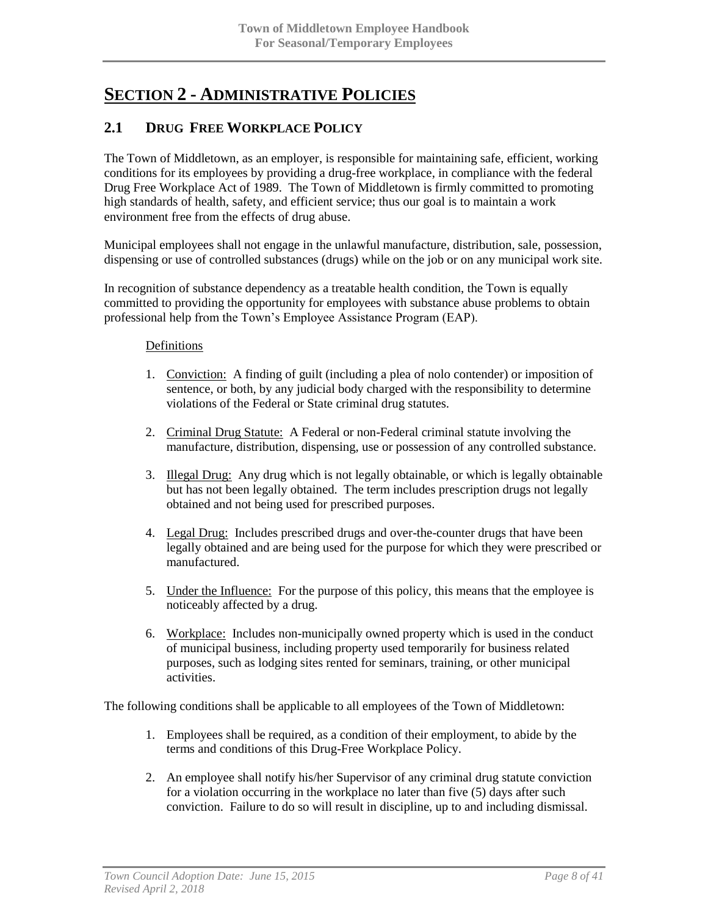# SECTION 2 - ADMINISTRATIVE POLICIES

## 2.1 DRUG FREE WORKPLACE POLICY

The Town of Middletown, as an employer, is responsible for maintaining safe, efficient, working conditions for its employees by providing a drug-free workplace, in compliance with the federal Drug Free Workplace Act of 1989. The Town of Middletown is firmly committed to promoting high standards of health, safety, and efficient service; thus our goal is to maintain a work environment free from the effects of drug abuse.

Municipal employees shall not engage in the unlawful manufacture, distribution, sale, possession, dispensing or use of controlled substances (drugs) while on the job or on any municipal work site.

In recognition of substance dependency as a treatable health condition, the Town is equally committed to providing the opportunity for employees with substance abuse problems to obtain professional help from the Town's Employee Assistance Program (EAP).

<u>Definitions</u>

1. <u>Conviction:</u> A finding of guilt (including a plea of nolo contender) or imposition of sentence, or both, by any judicial body charged with the responsibility to determine violations of the Federal or State criminal drug statutes.
2. <u>Criminal Drug Statute:</u> A Federal or non-Federal criminal statute involving the manufacture, distribution, dispensing, use or possession of any controlled substance.
3. <u>Illegal Drug:</u> Any drug which is not legally obtainable, or which is legally obtainable but has not been legally obtained. The term includes prescription drugs not legally obtained and not being used for prescribed purposes.
4. <u>Legal Drug:</u> Includes prescribed drugs and over-the-counter drugs that have been legally obtained and are being used for the purpose for which they were prescribed or manufactured.
5. <u>Under the Influence:</u> For the purpose of this policy, this means that the employee is noticeably affected by a drug.
6. <u>Workplace:</u> Includes non-municipally owned property which is used in the conduct of municipal business, including property used temporarily for business related purposes, such as lodging sites rented for seminars, training, or other municipal activities.

The following conditions shall be applicable to all employees of the Town of Middletown:

1. Employees shall be required, as a condition of their employment, to abide by the terms and conditions of this Drug-Free Workplace Policy.
2. An employee shall notify his/her Supervisor of any criminal drug statute conviction for a violation occurring in the workplace no later than five (5) days after such conviction. Failure to do so will result in discipline, up to and including dismissal.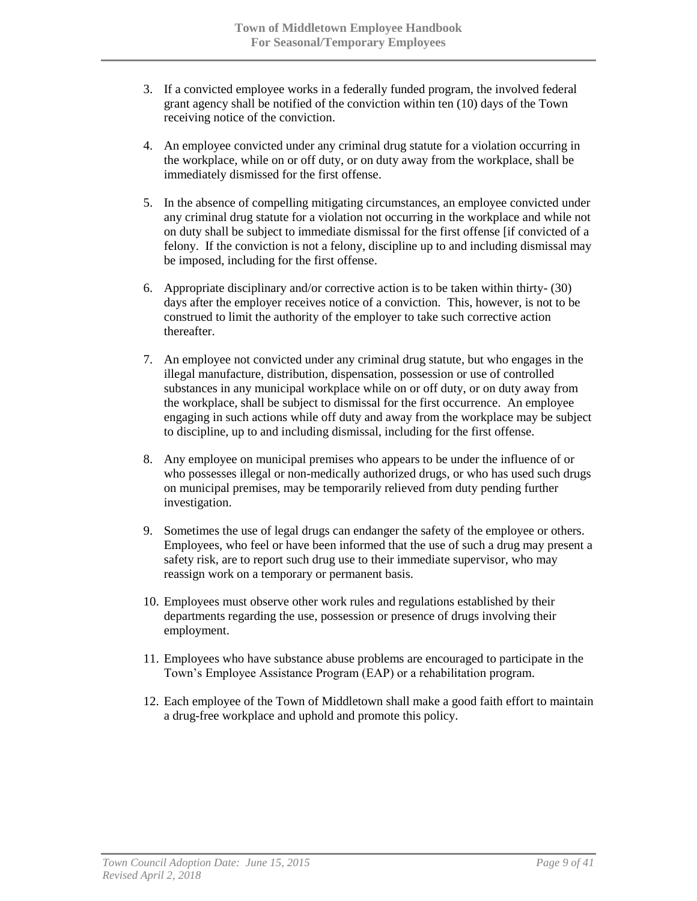3. If a convicted employee works in a federally funded program, the involved federal grant agency shall be notified of the conviction within ten (10) days of the Town receiving notice of the conviction.

4. An employee convicted under any criminal drug statute for a violation occurring in the workplace, while on or off duty, or on duty away from the workplace, shall be immediately dismissed for the first offense.

5. In the absence of compelling mitigating circumstances, an employee convicted under any criminal drug statute for a violation not occurring in the workplace and while not on duty shall be subject to immediate dismissal for the first offense [if convicted of a felony. If the conviction is not a felony, discipline up to and including dismissal may be imposed, including for the first offense.

6. Appropriate disciplinary and/or corrective action is to be taken within thirty- (30) days after the employer receives notice of a conviction. This, however, is not to be construed to limit the authority of the employer to take such corrective action thereafter.

7. An employee not convicted under any criminal drug statute, but who engages in the illegal manufacture, distribution, dispensation, possession or use of controlled substances in any municipal workplace while on or off duty, or on duty away from the workplace, shall be subject to dismissal for the first occurrence. An employee engaging in such actions while off duty and away from the workplace may be subject to discipline, up to and including dismissal, including for the first offense.

8. Any employee on municipal premises who appears to be under the influence of or who possesses illegal or non-medically authorized drugs, or who has used such drugs on municipal premises, may be temporarily relieved from duty pending further investigation.

9. Sometimes the use of legal drugs can endanger the safety of the employee or others. Employees, who feel or have been informed that the use of such a drug may present a safety risk, are to report such drug use to their immediate supervisor, who may reassign work on a temporary or permanent basis.

10. Employees must observe other work rules and regulations established by their departments regarding the use, possession or presence of drugs involving their employment.

11. Employees who have substance abuse problems are encouraged to participate in the Town's Employee Assistance Program (EAP) or a rehabilitation program.

12. Each employee of the Town of Middletown shall make a good faith effort to maintain a drug-free workplace and uphold and promote this policy.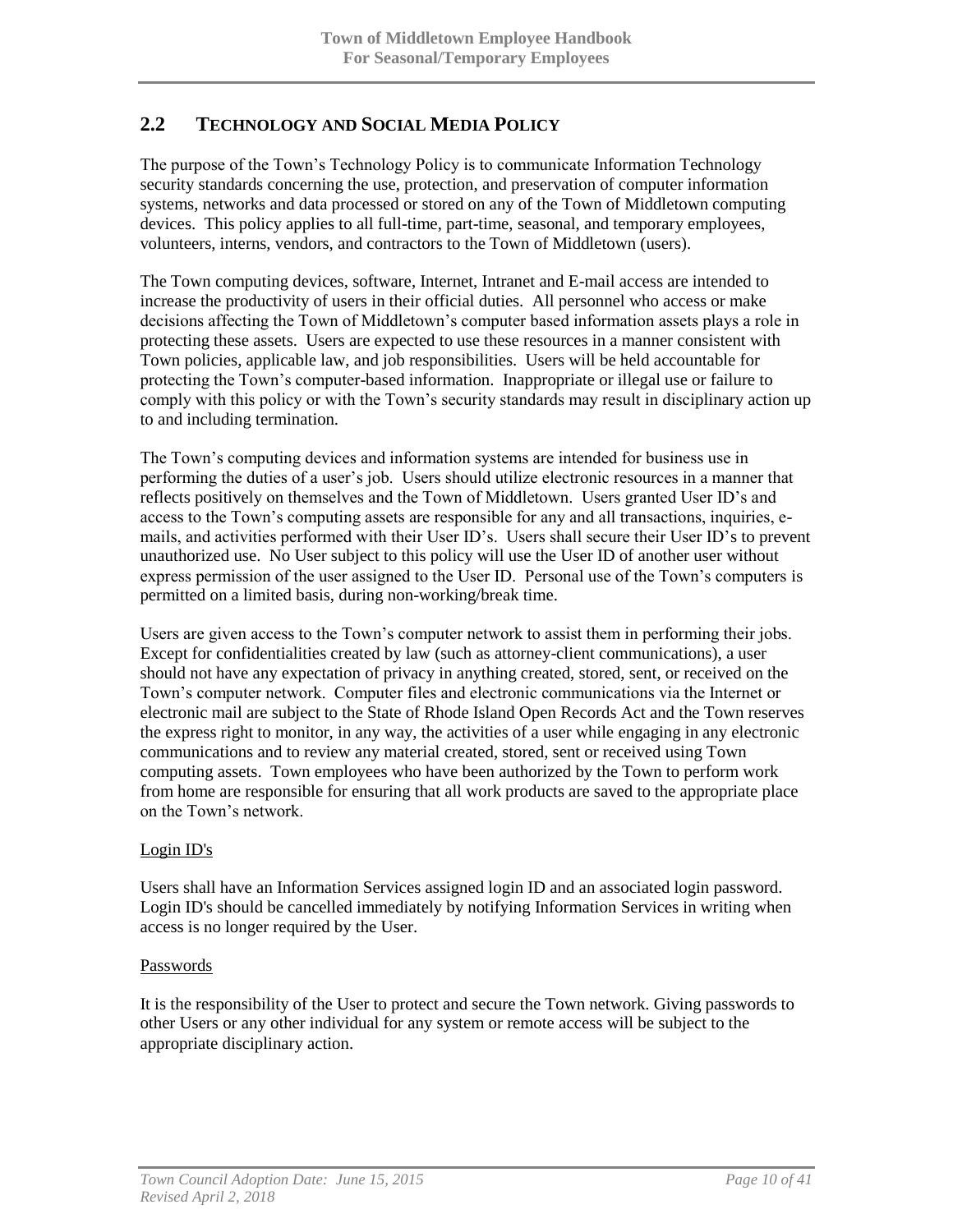## 2.2 TECHNOLOGY AND SOCIAL MEDIA POLICY

The purpose of the Town's Technology Policy is to communicate Information Technology security standards concerning the use, protection, and preservation of computer information systems, networks and data processed or stored on any of the Town of Middletown computing devices. This policy applies to all full-time, part-time, seasonal, and temporary employees, volunteers, interns, vendors, and contractors to the Town of Middletown (users).

The Town computing devices, software, Internet, Intranet and E-mail access are intended to increase the productivity of users in their official duties. All personnel who access or make decisions affecting the Town of Middletown's computer based information assets plays a role in protecting these assets. Users are expected to use these resources in a manner consistent with Town policies, applicable law, and job responsibilities. Users will be held accountable for protecting the Town's computer-based information. Inappropriate or illegal use or failure to comply with this policy or with the Town's security standards may result in disciplinary action up to and including termination.

The Town's computing devices and information systems are intended for business use in performing the duties of a user's job. Users should utilize electronic resources in a manner that reflects positively on themselves and the Town of Middletown. Users granted User ID's and access to the Town's computing assets are responsible for any and all transactions, inquiries, e-mails, and activities performed with their User ID's. Users shall secure their User ID's to prevent unauthorized use. No User subject to this policy will use the User ID of another user without express permission of the user assigned to the User ID. Personal use of the Town's computers is permitted on a limited basis, during non-working/break time.

Users are given access to the Town's computer network to assist them in performing their jobs. Except for confidentialities created by law (such as attorney-client communications), a user should not have any expectation of privacy in anything created, stored, sent, or received on the Town's computer network. Computer files and electronic communications via the Internet or electronic mail are subject to the State of Rhode Island Open Records Act and the Town reserves the express right to monitor, in any way, the activities of a user while engaging in any electronic communications and to review any material created, stored, sent or received using Town computing assets. Town employees who have been authorized by the Town to perform work from home are responsible for ensuring that all work products are saved to the appropriate place on the Town's network.

Login ID's

Users shall have an Information Services assigned login ID and an associated login password. Login ID's should be cancelled immediately by notifying Information Services in writing when access is no longer required by the User.

Passwords

It is the responsibility of the User to protect and secure the Town network. Giving passwords to other Users or any other individual for any system or remote access will be subject to the appropriate disciplinary action.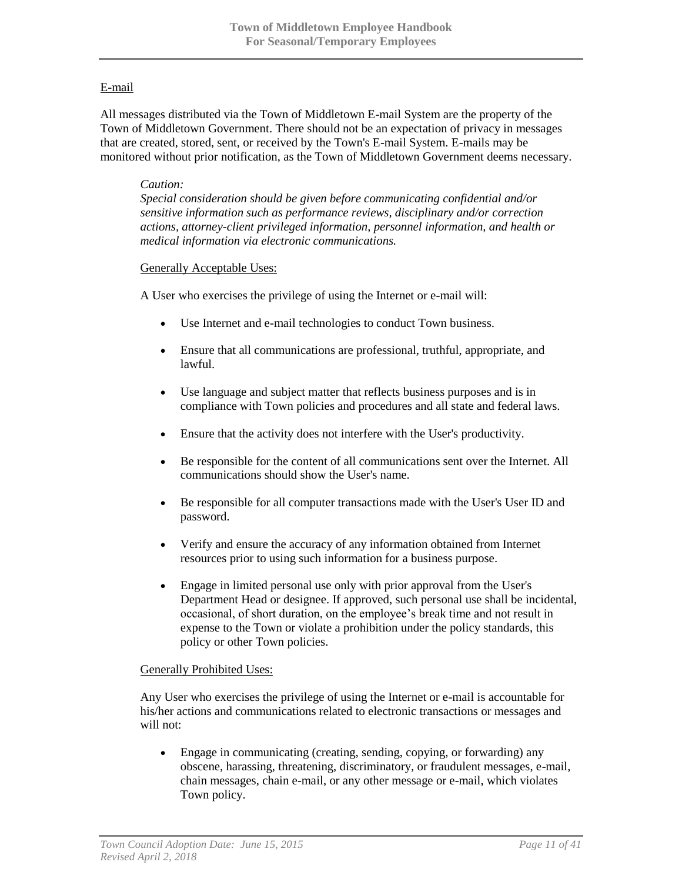E-mail

All messages distributed via the Town of Middletown E-mail System are the property of the Town of Middletown Government. There should not be an expectation of privacy in messages that are created, stored, sent, or received by the Town's E-mail System. E-mails may be monitored without prior notification, as the Town of Middletown Government deems necessary.

> *Caution:*
> *Special consideration should be given before communicating confidential and/or sensitive information such as performance reviews, disciplinary and/or correction actions, attorney-client privileged information, personnel information, and health or medical information via electronic communications.*

Generally Acceptable Uses:

A User who exercises the privilege of using the Internet or e-mail will:

- Use Internet and e-mail technologies to conduct Town business.
- Ensure that all communications are professional, truthful, appropriate, and lawful.
- Use language and subject matter that reflects business purposes and is in compliance with Town policies and procedures and all state and federal laws.
- Ensure that the activity does not interfere with the User's productivity.
- Be responsible for the content of all communications sent over the Internet. All communications should show the User's name.
- Be responsible for all computer transactions made with the User's User ID and password.
- Verify and ensure the accuracy of any information obtained from Internet resources prior to using such information for a business purpose.
- Engage in limited personal use only with prior approval from the User's Department Head or designee. If approved, such personal use shall be incidental, occasional, of short duration, on the employee's break time and not result in expense to the Town or violate a prohibition under the policy standards, this policy or other Town policies.

Generally Prohibited Uses:

Any User who exercises the privilege of using the Internet or e-mail is accountable for his/her actions and communications related to electronic transactions or messages and will not:

- Engage in communicating (creating, sending, copying, or forwarding) any obscene, harassing, threatening, discriminatory, or fraudulent messages, e-mail, chain messages, chain e-mail, or any other message or e-mail, which violates Town policy.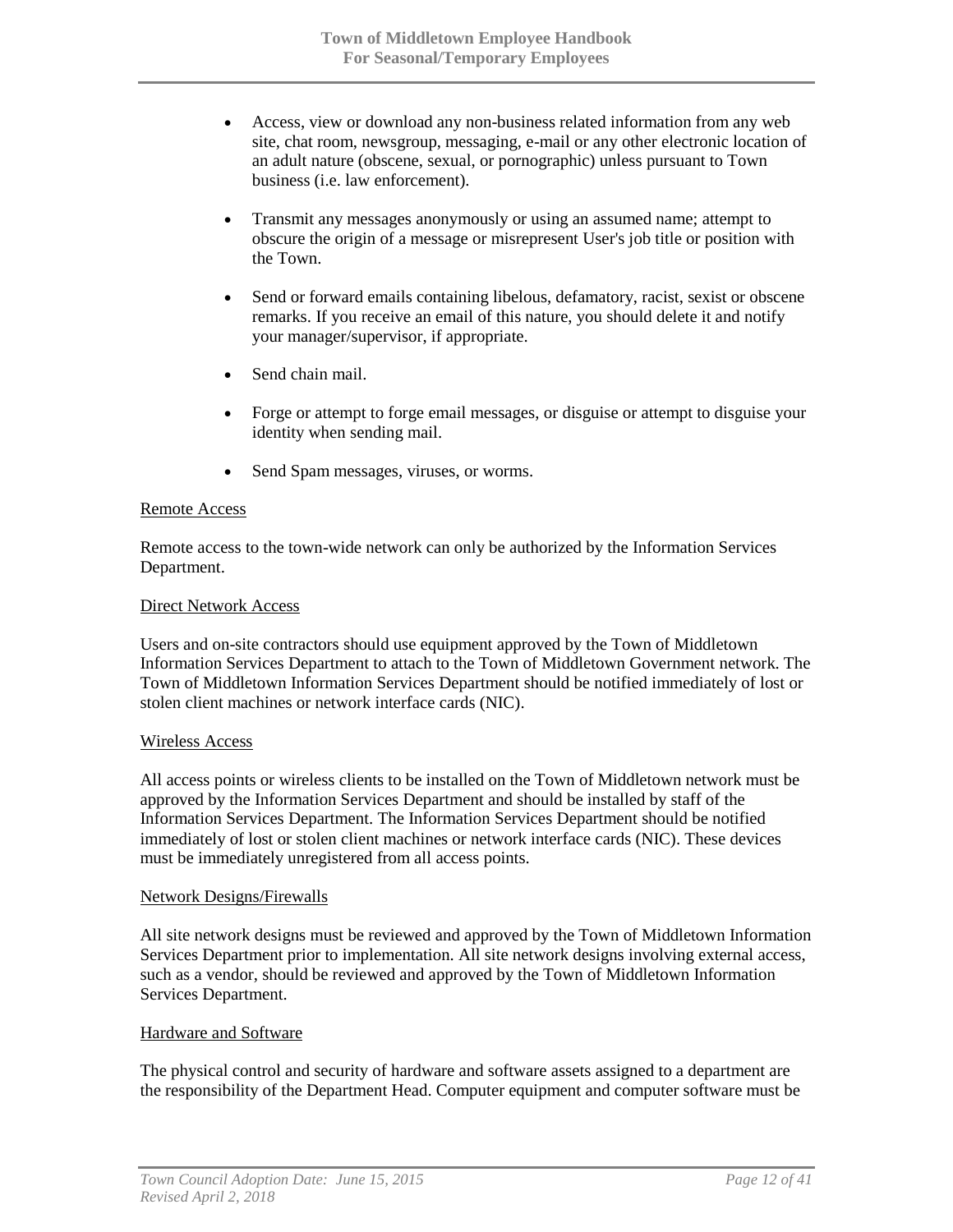- Access, view or download any non-business related information from any web site, chat room, newsgroup, messaging, e-mail or any other electronic location of an adult nature (obscene, sexual, or pornographic) unless pursuant to Town business (i.e. law enforcement).

- Transmit any messages anonymously or using an assumed name; attempt to obscure the origin of a message or misrepresent User's job title or position with the Town.

- Send or forward emails containing libelous, defamatory, racist, sexist or obscene remarks. If you receive an email of this nature, you should delete it and notify your manager/supervisor, if appropriate.

- Send chain mail.

- Forge or attempt to forge email messages, or disguise or attempt to disguise your identity when sending mail.

- Send Spam messages, viruses, or worms.

Remote Access

Remote access to the town-wide network can only be authorized by the Information Services Department.

Direct Network Access

Users and on-site contractors should use equipment approved by the Town of Middletown Information Services Department to attach to the Town of Middletown Government network. The Town of Middletown Information Services Department should be notified immediately of lost or stolen client machines or network interface cards (NIC).

Wireless Access

All access points or wireless clients to be installed on the Town of Middletown network must be approved by the Information Services Department and should be installed by staff of the Information Services Department. The Information Services Department should be notified immediately of lost or stolen client machines or network interface cards (NIC). These devices must be immediately unregistered from all access points.

Network Designs/Firewalls

All site network designs must be reviewed and approved by the Town of Middletown Information Services Department prior to implementation. All site network designs involving external access, such as a vendor, should be reviewed and approved by the Town of Middletown Information Services Department.

Hardware and Software

The physical control and security of hardware and software assets assigned to a department are the responsibility of the Department Head. Computer equipment and computer software must be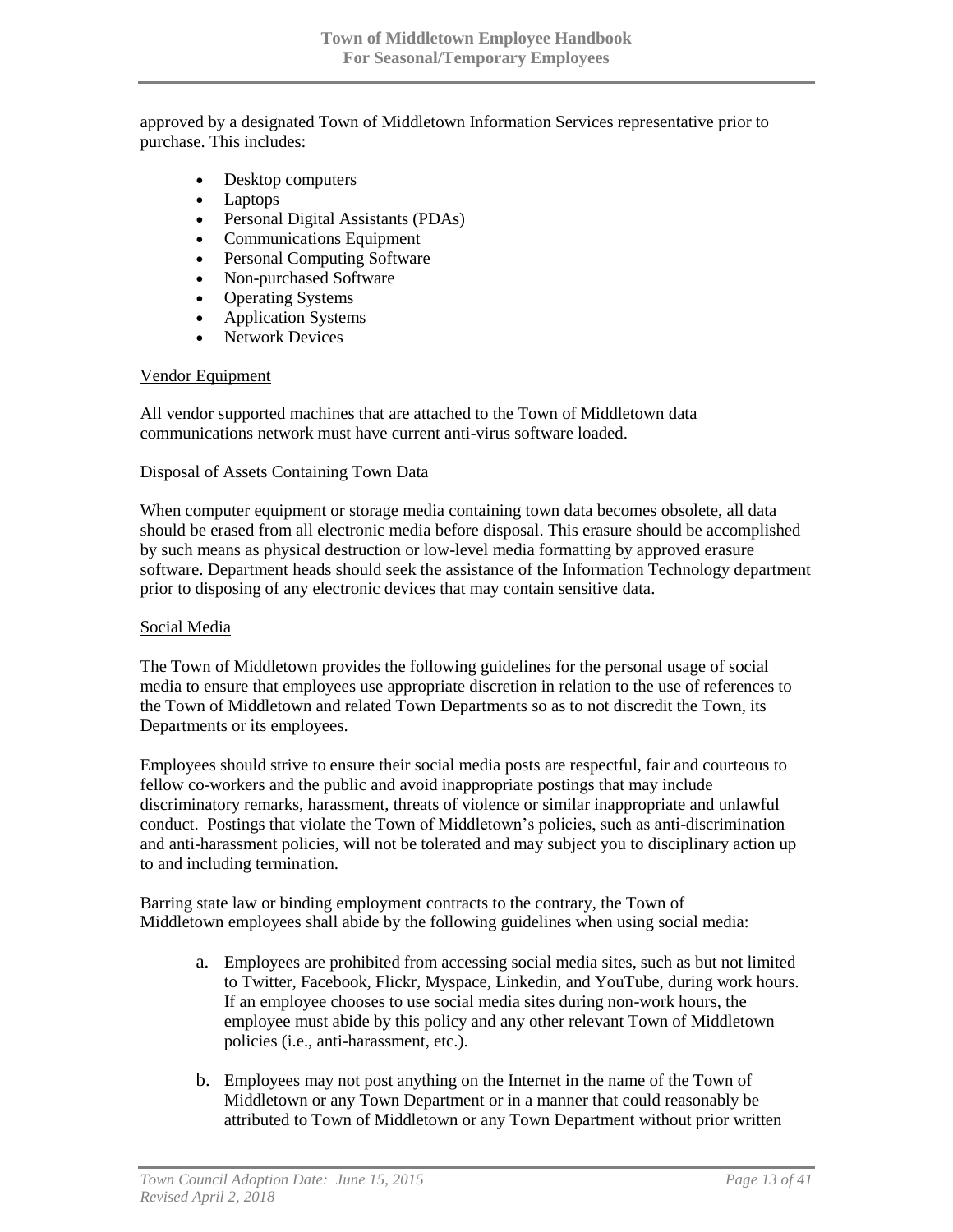approved by a designated Town of Middletown Information Services representative prior to purchase. This includes:

- Desktop computers
- Laptops
- Personal Digital Assistants (PDAs)
- Communications Equipment
- Personal Computing Software
- Non-purchased Software
- Operating Systems
- Application Systems
- Network Devices

### Vendor Equipment

All vendor supported machines that are attached to the Town of Middletown data communications network must have current anti-virus software loaded.

### Disposal of Assets Containing Town Data

When computer equipment or storage media containing town data becomes obsolete, all data should be erased from all electronic media before disposal. This erasure should be accomplished by such means as physical destruction or low-level media formatting by approved erasure software. Department heads should seek the assistance of the Information Technology department prior to disposing of any electronic devices that may contain sensitive data.

### Social Media

The Town of Middletown provides the following guidelines for the personal usage of social media to ensure that employees use appropriate discretion in relation to the use of references to the Town of Middletown and related Town Departments so as to not discredit the Town, its Departments or its employees.

Employees should strive to ensure their social media posts are respectful, fair and courteous to fellow co-workers and the public and avoid inappropriate postings that may include discriminatory remarks, harassment, threats of violence or similar inappropriate and unlawful conduct. Postings that violate the Town of Middletown's policies, such as anti-discrimination and anti-harassment policies, will not be tolerated and may subject you to disciplinary action up to and including termination.

Barring state law or binding employment contracts to the contrary, the Town of Middletown employees shall abide by the following guidelines when using social media:

a. Employees are prohibited from accessing social media sites, such as but not limited to Twitter, Facebook, Flickr, Myspace, Linkedin, and YouTube, during work hours. If an employee chooses to use social media sites during non-work hours, the employee must abide by this policy and any other relevant Town of Middletown policies (i.e., anti-harassment, etc.).

b. Employees may not post anything on the Internet in the name of the Town of Middletown or any Town Department or in a manner that could reasonably be attributed to Town of Middletown or any Town Department without prior written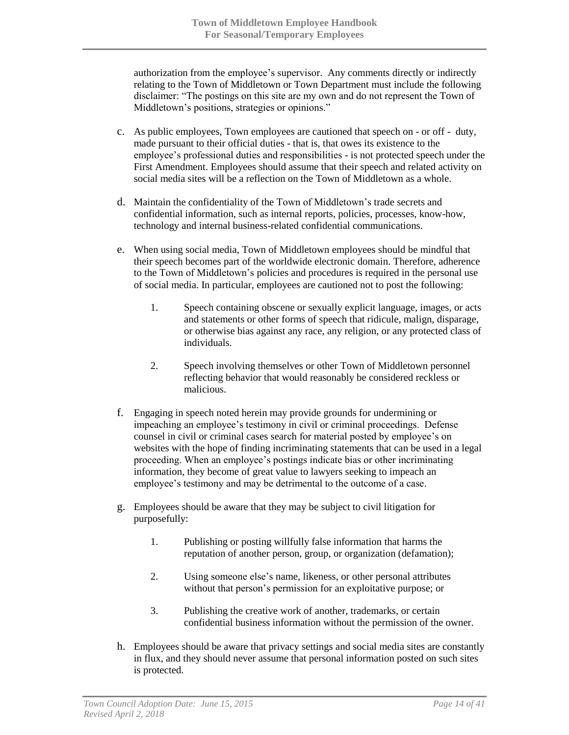authorization from the employee's supervisor. Any comments directly or indirectly relating to the Town of Middletown or Town Department must include the following disclaimer: "The postings on this site are my own and do not represent the Town of Middletown's positions, strategies or opinions."

c. As public employees, Town employees are cautioned that speech on - or off - duty, made pursuant to their official duties - that is, that owes its existence to the employee's professional duties and responsibilities - is not protected speech under the First Amendment. Employees should assume that their speech and related activity on social media sites will be a reflection on the Town of Middletown as a whole.

d. Maintain the confidentiality of the Town of Middletown's trade secrets and confidential information, such as internal reports, policies, processes, know-how, technology and internal business-related confidential communications.

e. When using social media, Town of Middletown employees should be mindful that their speech becomes part of the worldwide electronic domain. Therefore, adherence to the Town of Middletown's policies and procedures is required in the personal use of social media. In particular, employees are cautioned not to post the following:

   1. Speech containing obscene or sexually explicit language, images, or acts and statements or other forms of speech that ridicule, malign, disparage, or otherwise bias against any race, any religion, or any protected class of individuals.

   2. Speech involving themselves or other Town of Middletown personnel reflecting behavior that would reasonably be considered reckless or malicious.

f. Engaging in speech noted herein may provide grounds for undermining or impeaching an employee's testimony in civil or criminal proceedings. Defense counsel in civil or criminal cases search for material posted by employee's on websites with the hope of finding incriminating statements that can be used in a legal proceeding. When an employee's postings indicate bias or other incriminating information, they become of great value to lawyers seeking to impeach an employee's testimony and may be detrimental to the outcome of a case.

g. Employees should be aware that they may be subject to civil litigation for purposefully:

   1. Publishing or posting willfully false information that harms the reputation of another person, group, or organization (defamation);

   2. Using someone else's name, likeness, or other personal attributes without that person's permission for an exploitative purpose; or

   3. Publishing the creative work of another, trademarks, or certain confidential business information without the permission of the owner.

h. Employees should be aware that privacy settings and social media sites are constantly in flux, and they should never assume that personal information posted on such sites is protected.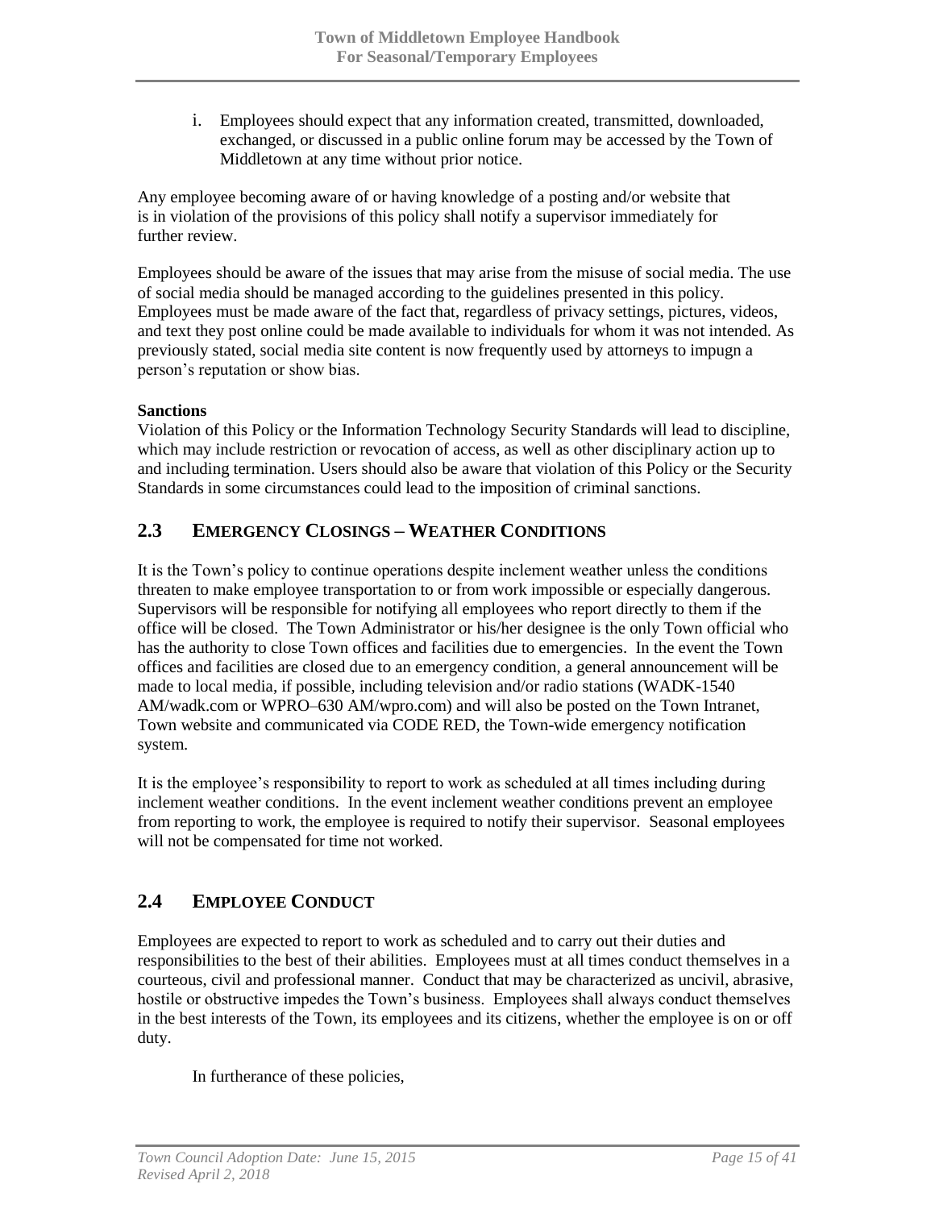i. Employees should expect that any information created, transmitted, downloaded, exchanged, or discussed in a public online forum may be accessed by the Town of Middletown at any time without prior notice.

Any employee becoming aware of or having knowledge of a posting and/or website that is in violation of the provisions of this policy shall notify a supervisor immediately for further review.

Employees should be aware of the issues that may arise from the misuse of social media. The use of social media should be managed according to the guidelines presented in this policy. Employees must be made aware of the fact that, regardless of privacy settings, pictures, videos, and text they post online could be made available to individuals for whom it was not intended. As previously stated, social media site content is now frequently used by attorneys to impugn a person's reputation or show bias.

**Sanctions**

Violation of this Policy or the Information Technology Security Standards will lead to discipline, which may include restriction or revocation of access, as well as other disciplinary action up to and including termination. Users should also be aware that violation of this Policy or the Security Standards in some circumstances could lead to the imposition of criminal sanctions.

## 2.3 Emergency Closings – Weather Conditions

It is the Town's policy to continue operations despite inclement weather unless the conditions threaten to make employee transportation to or from work impossible or especially dangerous. Supervisors will be responsible for notifying all employees who report directly to them if the office will be closed. The Town Administrator or his/her designee is the only Town official who has the authority to close Town offices and facilities due to emergencies. In the event the Town offices and facilities are closed due to an emergency condition, a general announcement will be made to local media, if possible, including television and/or radio stations (WADK-1540 AM/wadk.com or WPRO–630 AM/wpro.com) and will also be posted on the Town Intranet, Town website and communicated via CODE RED, the Town-wide emergency notification system.

It is the employee's responsibility to report to work as scheduled at all times including during inclement weather conditions. In the event inclement weather conditions prevent an employee from reporting to work, the employee is required to notify their supervisor. Seasonal employees will not be compensated for time not worked.

## 2.4 Employee Conduct

Employees are expected to report to work as scheduled and to carry out their duties and responsibilities to the best of their abilities. Employees must at all times conduct themselves in a courteous, civil and professional manner. Conduct that may be characterized as uncivil, abrasive, hostile or obstructive impedes the Town's business. Employees shall always conduct themselves in the best interests of the Town, its employees and its citizens, whether the employee is on or off duty.

In furtherance of these policies,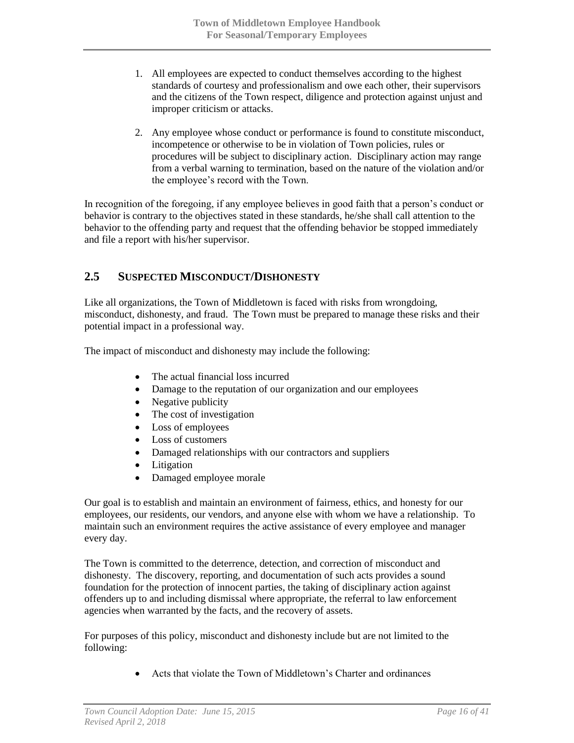1. All employees are expected to conduct themselves according to the highest standards of courtesy and professionalism and owe each other, their supervisors and the citizens of the Town respect, diligence and protection against unjust and improper criticism or attacks.

2. Any employee whose conduct or performance is found to constitute misconduct, incompetence or otherwise to be in violation of Town policies, rules or procedures will be subject to disciplinary action. Disciplinary action may range from a verbal warning to termination, based on the nature of the violation and/or the employee's record with the Town.

In recognition of the foregoing, if any employee believes in good faith that a person's conduct or behavior is contrary to the objectives stated in these standards, he/she shall call attention to the behavior to the offending party and request that the offending behavior be stopped immediately and file a report with his/her supervisor.

## 2.5 SUSPECTED MISCONDUCT/DISHONESTY

Like all organizations, the Town of Middletown is faced with risks from wrongdoing, misconduct, dishonesty, and fraud. The Town must be prepared to manage these risks and their potential impact in a professional way.

The impact of misconduct and dishonesty may include the following:

- The actual financial loss incurred
- Damage to the reputation of our organization and our employees
- Negative publicity
- The cost of investigation
- Loss of employees
- Loss of customers
- Damaged relationships with our contractors and suppliers
- Litigation
- Damaged employee morale

Our goal is to establish and maintain an environment of fairness, ethics, and honesty for our employees, our residents, our vendors, and anyone else with whom we have a relationship. To maintain such an environment requires the active assistance of every employee and manager every day.

The Town is committed to the deterrence, detection, and correction of misconduct and dishonesty. The discovery, reporting, and documentation of such acts provides a sound foundation for the protection of innocent parties, the taking of disciplinary action against offenders up to and including dismissal where appropriate, the referral to law enforcement agencies when warranted by the facts, and the recovery of assets.

For purposes of this policy, misconduct and dishonesty include but are not limited to the following:

- Acts that violate the Town of Middletown's Charter and ordinances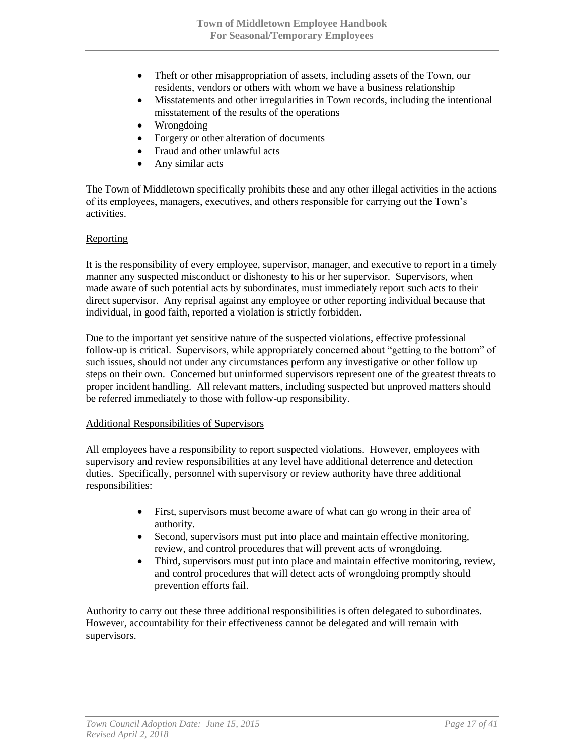- Theft or other misappropriation of assets, including assets of the Town, our residents, vendors or others with whom we have a business relationship
- Misstatements and other irregularities in Town records, including the intentional misstatement of the results of the operations
- Wrongdoing
- Forgery or other alteration of documents
- Fraud and other unlawful acts
- Any similar acts

The Town of Middletown specifically prohibits these and any other illegal activities in the actions of its employees, managers, executives, and others responsible for carrying out the Town's activities.

<u>Reporting</u>

It is the responsibility of every employee, supervisor, manager, and executive to report in a timely manner any suspected misconduct or dishonesty to his or her supervisor. Supervisors, when made aware of such potential acts by subordinates, must immediately report such acts to their direct supervisor. Any reprisal against any employee or other reporting individual because that individual, in good faith, reported a violation is strictly forbidden.

Due to the important yet sensitive nature of the suspected violations, effective professional follow-up is critical. Supervisors, while appropriately concerned about "getting to the bottom" of such issues, should not under any circumstances perform any investigative or other follow up steps on their own. Concerned but uninformed supervisors represent one of the greatest threats to proper incident handling. All relevant matters, including suspected but unproved matters should be referred immediately to those with follow-up responsibility.

<u>Additional Responsibilities of Supervisors</u>

All employees have a responsibility to report suspected violations. However, employees with supervisory and review responsibilities at any level have additional deterrence and detection duties. Specifically, personnel with supervisory or review authority have three additional responsibilities:

- First, supervisors must become aware of what can go wrong in their area of authority.
- Second, supervisors must put into place and maintain effective monitoring, review, and control procedures that will prevent acts of wrongdoing.
- Third, supervisors must put into place and maintain effective monitoring, review, and control procedures that will detect acts of wrongdoing promptly should prevention efforts fail.

Authority to carry out these three additional responsibilities is often delegated to subordinates. However, accountability for their effectiveness cannot be delegated and will remain with supervisors.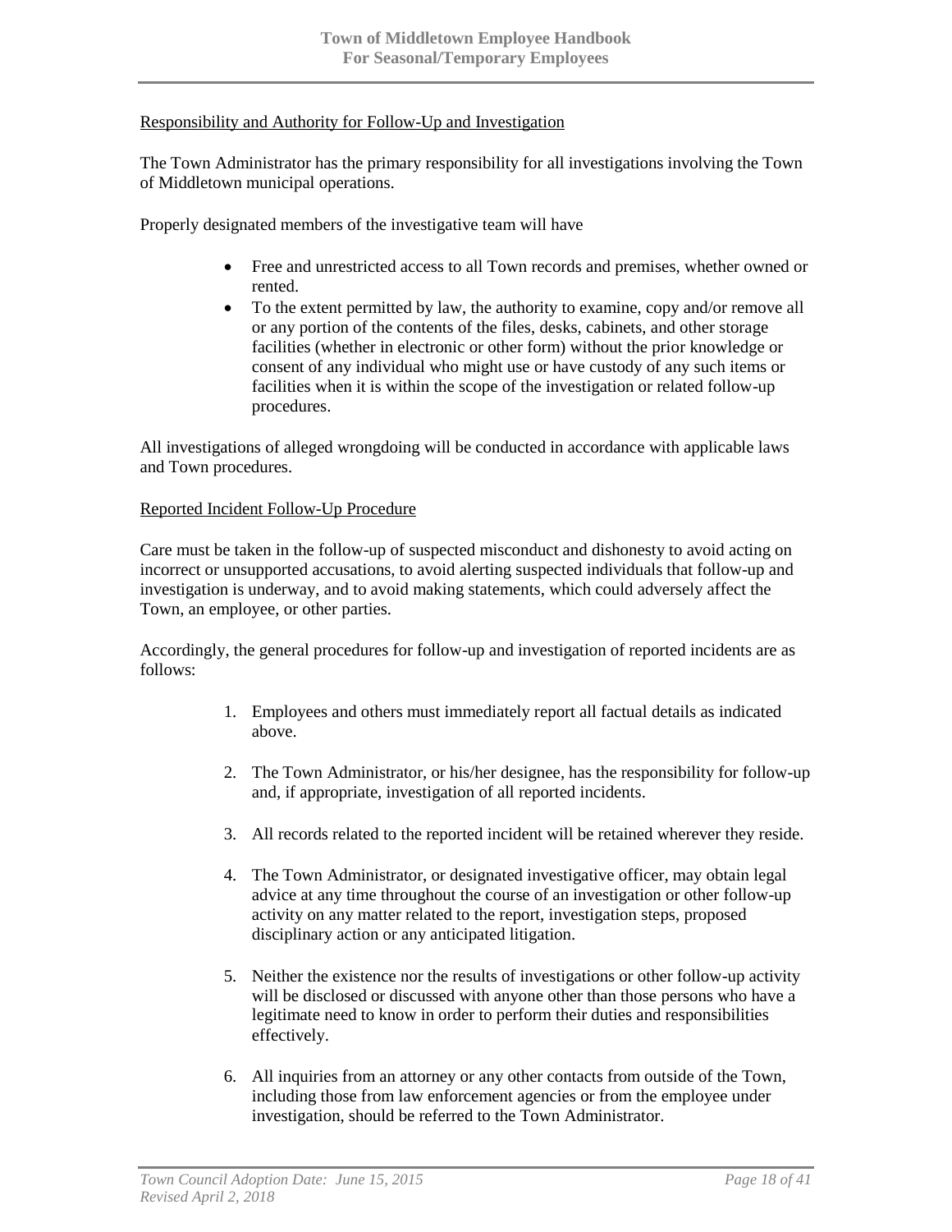Responsibility and Authority for Follow-Up and Investigation

The Town Administrator has the primary responsibility for all investigations involving the Town of Middletown municipal operations.

Properly designated members of the investigative team will have

- Free and unrestricted access to all Town records and premises, whether owned or rented.
- To the extent permitted by law, the authority to examine, copy and/or remove all or any portion of the contents of the files, desks, cabinets, and other storage facilities (whether in electronic or other form) without the prior knowledge or consent of any individual who might use or have custody of any such items or facilities when it is within the scope of the investigation or related follow-up procedures.

All investigations of alleged wrongdoing will be conducted in accordance with applicable laws and Town procedures.

Reported Incident Follow-Up Procedure

Care must be taken in the follow-up of suspected misconduct and dishonesty to avoid acting on incorrect or unsupported accusations, to avoid alerting suspected individuals that follow-up and investigation is underway, and to avoid making statements, which could adversely affect the Town, an employee, or other parties.

Accordingly, the general procedures for follow-up and investigation of reported incidents are as follows:

1. Employees and others must immediately report all factual details as indicated above.

2. The Town Administrator, or his/her designee, has the responsibility for follow-up and, if appropriate, investigation of all reported incidents.

3. All records related to the reported incident will be retained wherever they reside.

4. The Town Administrator, or designated investigative officer, may obtain legal advice at any time throughout the course of an investigation or other follow-up activity on any matter related to the report, investigation steps, proposed disciplinary action or any anticipated litigation.

5. Neither the existence nor the results of investigations or other follow-up activity will be disclosed or discussed with anyone other than those persons who have a legitimate need to know in order to perform their duties and responsibilities effectively.

6. All inquiries from an attorney or any other contacts from outside of the Town, including those from law enforcement agencies or from the employee under investigation, should be referred to the Town Administrator.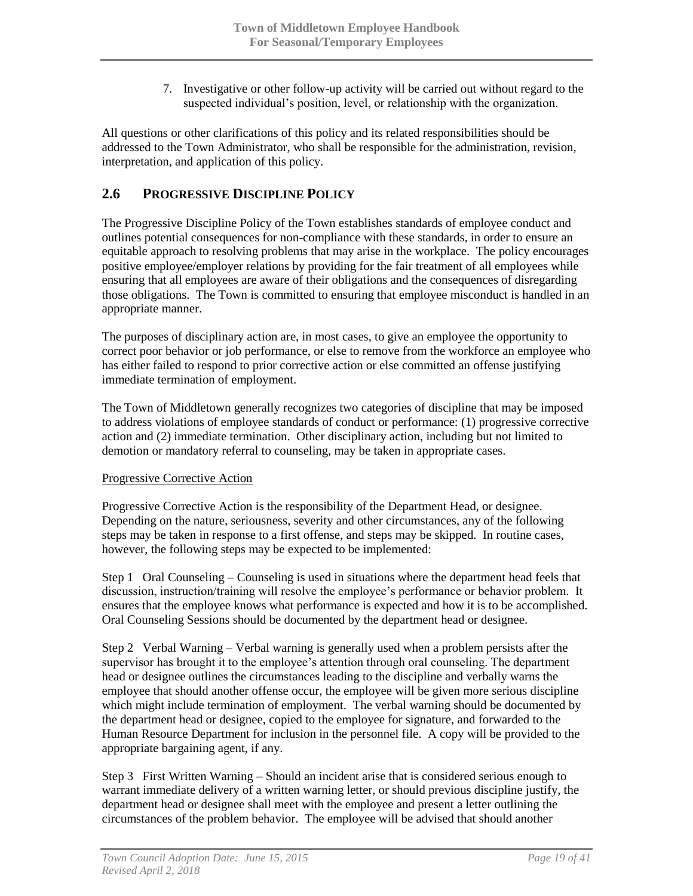7. Investigative or other follow-up activity will be carried out without regard to the suspected individual's position, level, or relationship with the organization.

All questions or other clarifications of this policy and its related responsibilities should be addressed to the Town Administrator, who shall be responsible for the administration, revision, interpretation, and application of this policy.

## 2.6 PROGRESSIVE DISCIPLINE POLICY

The Progressive Discipline Policy of the Town establishes standards of employee conduct and outlines potential consequences for non-compliance with these standards, in order to ensure an equitable approach to resolving problems that may arise in the workplace. The policy encourages positive employee/employer relations by providing for the fair treatment of all employees while ensuring that all employees are aware of their obligations and the consequences of disregarding those obligations. The Town is committed to ensuring that employee misconduct is handled in an appropriate manner.

The purposes of disciplinary action are, in most cases, to give an employee the opportunity to correct poor behavior or job performance, or else to remove from the workforce an employee who has either failed to respond to prior corrective action or else committed an offense justifying immediate termination of employment.

The Town of Middletown generally recognizes two categories of discipline that may be imposed to address violations of employee standards of conduct or performance: (1) progressive corrective action and (2) immediate termination. Other disciplinary action, including but not limited to demotion or mandatory referral to counseling, may be taken in appropriate cases.

<u>Progressive Corrective Action</u>

Progressive Corrective Action is the responsibility of the Department Head, or designee. Depending on the nature, seriousness, severity and other circumstances, any of the following steps may be taken in response to a first offense, and steps may be skipped. In routine cases, however, the following steps may be expected to be implemented:

Step 1 Oral Counseling – Counseling is used in situations where the department head feels that discussion, instruction/training will resolve the employee's performance or behavior problem. It ensures that the employee knows what performance is expected and how it is to be accomplished. Oral Counseling Sessions should be documented by the department head or designee.

Step 2 Verbal Warning – Verbal warning is generally used when a problem persists after the supervisor has brought it to the employee's attention through oral counseling. The department head or designee outlines the circumstances leading to the discipline and verbally warns the employee that should another offense occur, the employee will be given more serious discipline which might include termination of employment. The verbal warning should be documented by the department head or designee, copied to the employee for signature, and forwarded to the Human Resource Department for inclusion in the personnel file. A copy will be provided to the appropriate bargaining agent, if any.

Step 3 First Written Warning – Should an incident arise that is considered serious enough to warrant immediate delivery of a written warning letter, or should previous discipline justify, the department head or designee shall meet with the employee and present a letter outlining the circumstances of the problem behavior. The employee will be advised that should another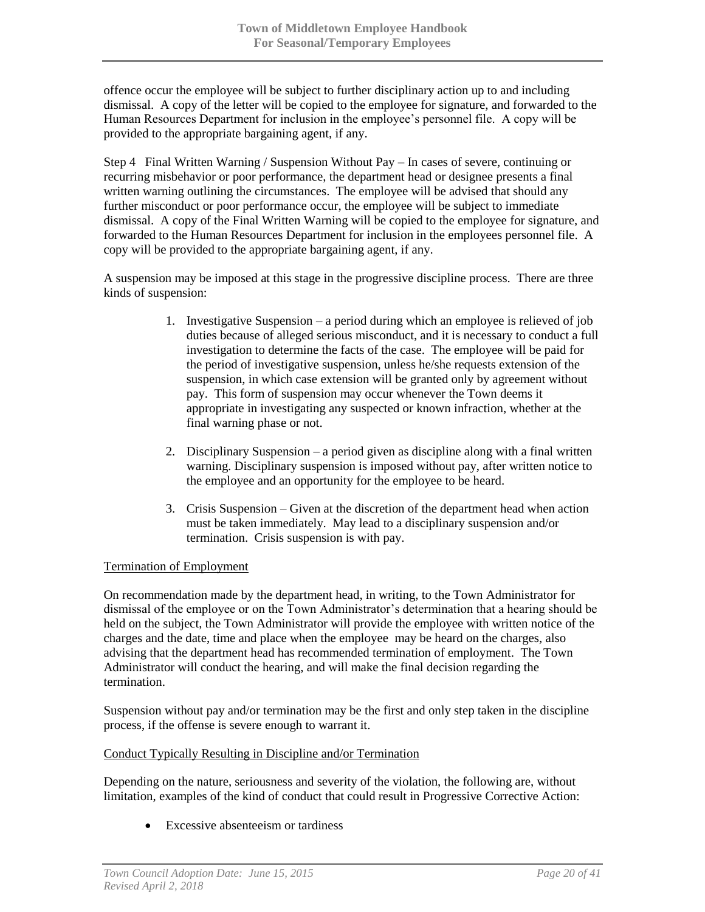offence occur the employee will be subject to further disciplinary action up to and including dismissal. A copy of the letter will be copied to the employee for signature, and forwarded to the Human Resources Department for inclusion in the employee's personnel file. A copy will be provided to the appropriate bargaining agent, if any.

Step 4 Final Written Warning / Suspension Without Pay – In cases of severe, continuing or recurring misbehavior or poor performance, the department head or designee presents a final written warning outlining the circumstances. The employee will be advised that should any further misconduct or poor performance occur, the employee will be subject to immediate dismissal. A copy of the Final Written Warning will be copied to the employee for signature, and forwarded to the Human Resources Department for inclusion in the employees personnel file. A copy will be provided to the appropriate bargaining agent, if any.

A suspension may be imposed at this stage in the progressive discipline process. There are three kinds of suspension:

1. Investigative Suspension – a period during which an employee is relieved of job duties because of alleged serious misconduct, and it is necessary to conduct a full investigation to determine the facts of the case. The employee will be paid for the period of investigative suspension, unless he/she requests extension of the suspension, in which case extension will be granted only by agreement without pay. This form of suspension may occur whenever the Town deems it appropriate in investigating any suspected or known infraction, whether at the final warning phase or not.

2. Disciplinary Suspension – a period given as discipline along with a final written warning. Disciplinary suspension is imposed without pay, after written notice to the employee and an opportunity for the employee to be heard.

3. Crisis Suspension – Given at the discretion of the department head when action must be taken immediately. May lead to a disciplinary suspension and/or termination. Crisis suspension is with pay.

Termination of Employment

On recommendation made by the department head, in writing, to the Town Administrator for dismissal of the employee or on the Town Administrator's determination that a hearing should be held on the subject, the Town Administrator will provide the employee with written notice of the charges and the date, time and place when the employee may be heard on the charges, also advising that the department head has recommended termination of employment. The Town Administrator will conduct the hearing, and will make the final decision regarding the termination.

Suspension without pay and/or termination may be the first and only step taken in the discipline process, if the offense is severe enough to warrant it.

Conduct Typically Resulting in Discipline and/or Termination

Depending on the nature, seriousness and severity of the violation, the following are, without limitation, examples of the kind of conduct that could result in Progressive Corrective Action:

- Excessive absenteeism or tardiness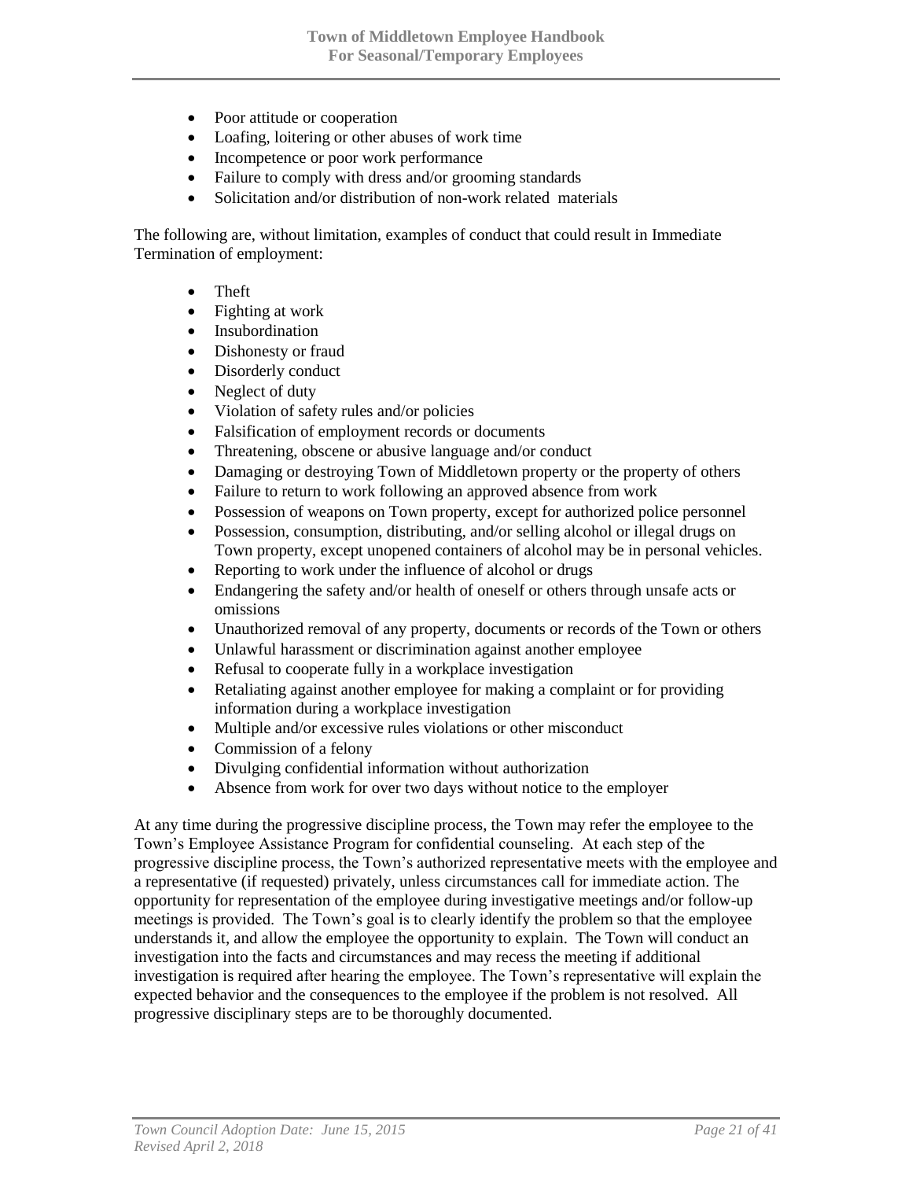- Poor attitude or cooperation
- Loafing, loitering or other abuses of work time
- Incompetence or poor work performance
- Failure to comply with dress and/or grooming standards
- Solicitation and/or distribution of non-work related materials

The following are, without limitation, examples of conduct that could result in Immediate Termination of employment:

- Theft
- Fighting at work
- Insubordination
- Dishonesty or fraud
- Disorderly conduct
- Neglect of duty
- Violation of safety rules and/or policies
- Falsification of employment records or documents
- Threatening, obscene or abusive language and/or conduct
- Damaging or destroying Town of Middletown property or the property of others
- Failure to return to work following an approved absence from work
- Possession of weapons on Town property, except for authorized police personnel
- Possession, consumption, distributing, and/or selling alcohol or illegal drugs on Town property, except unopened containers of alcohol may be in personal vehicles.
- Reporting to work under the influence of alcohol or drugs
- Endangering the safety and/or health of oneself or others through unsafe acts or omissions
- Unauthorized removal of any property, documents or records of the Town or others
- Unlawful harassment or discrimination against another employee
- Refusal to cooperate fully in a workplace investigation
- Retaliating against another employee for making a complaint or for providing information during a workplace investigation
- Multiple and/or excessive rules violations or other misconduct
- Commission of a felony
- Divulging confidential information without authorization
- Absence from work for over two days without notice to the employer

At any time during the progressive discipline process, the Town may refer the employee to the Town's Employee Assistance Program for confidential counseling. At each step of the progressive discipline process, the Town's authorized representative meets with the employee and a representative (if requested) privately, unless circumstances call for immediate action. The opportunity for representation of the employee during investigative meetings and/or follow-up meetings is provided. The Town's goal is to clearly identify the problem so that the employee understands it, and allow the employee the opportunity to explain. The Town will conduct an investigation into the facts and circumstances and may recess the meeting if additional investigation is required after hearing the employee. The Town's representative will explain the expected behavior and the consequences to the employee if the problem is not resolved. All progressive disciplinary steps are to be thoroughly documented.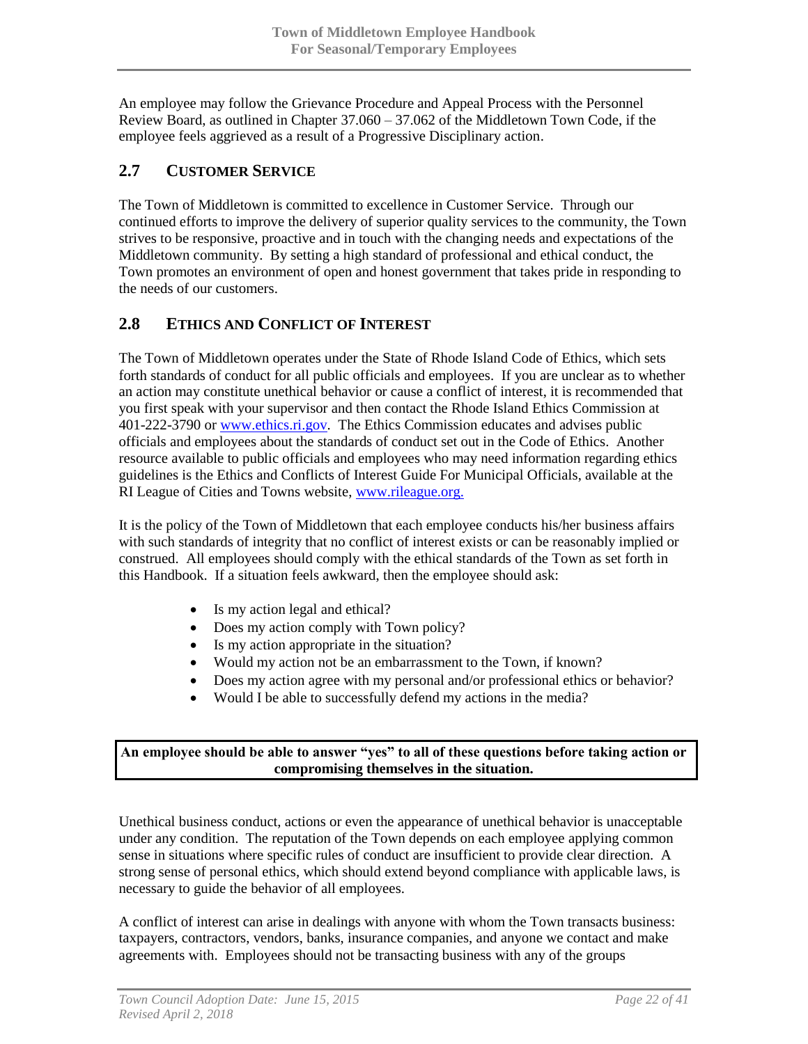An employee may follow the Grievance Procedure and Appeal Process with the Personnel Review Board, as outlined in Chapter 37.060 – 37.062 of the Middletown Town Code, if the employee feels aggrieved as a result of a Progressive Disciplinary action.

## 2.7 CUSTOMER SERVICE

The Town of Middletown is committed to excellence in Customer Service. Through our continued efforts to improve the delivery of superior quality services to the community, the Town strives to be responsive, proactive and in touch with the changing needs and expectations of the Middletown community. By setting a high standard of professional and ethical conduct, the Town promotes an environment of open and honest government that takes pride in responding to the needs of our customers.

## 2.8 ETHICS AND CONFLICT OF INTEREST

The Town of Middletown operates under the State of Rhode Island Code of Ethics, which sets forth standards of conduct for all public officials and employees. If you are unclear as to whether an action may constitute unethical behavior or cause a conflict of interest, it is recommended that you first speak with your supervisor and then contact the Rhode Island Ethics Commission at 401-222-3790 or [www.ethics.ri.gov](http://www.ethics.ri.gov). The Ethics Commission educates and advises public officials and employees about the standards of conduct set out in the Code of Ethics. Another resource available to public officials and employees who may need information regarding ethics guidelines is the Ethics and Conflicts of Interest Guide For Municipal Officials, available at the RI League of Cities and Towns website, [www.rileague.org.](http://www.rileague.org)

It is the policy of the Town of Middletown that each employee conducts his/her business affairs with such standards of integrity that no conflict of interest exists or can be reasonably implied or construed. All employees should comply with the ethical standards of the Town as set forth in this Handbook. If a situation feels awkward, then the employee should ask:

- Is my action legal and ethical?
- Does my action comply with Town policy?
- Is my action appropriate in the situation?
- Would my action not be an embarrassment to the Town, if known?
- Does my action agree with my personal and/or professional ethics or behavior?
- Would I be able to successfully defend my actions in the media?

**An employee should be able to answer "yes" to all of these questions before taking action or compromising themselves in the situation.**

Unethical business conduct, actions or even the appearance of unethical behavior is unacceptable under any condition. The reputation of the Town depends on each employee applying common sense in situations where specific rules of conduct are insufficient to provide clear direction. A strong sense of personal ethics, which should extend beyond compliance with applicable laws, is necessary to guide the behavior of all employees.

A conflict of interest can arise in dealings with anyone with whom the Town transacts business: taxpayers, contractors, vendors, banks, insurance companies, and anyone we contact and make agreements with. Employees should not be transacting business with any of the groups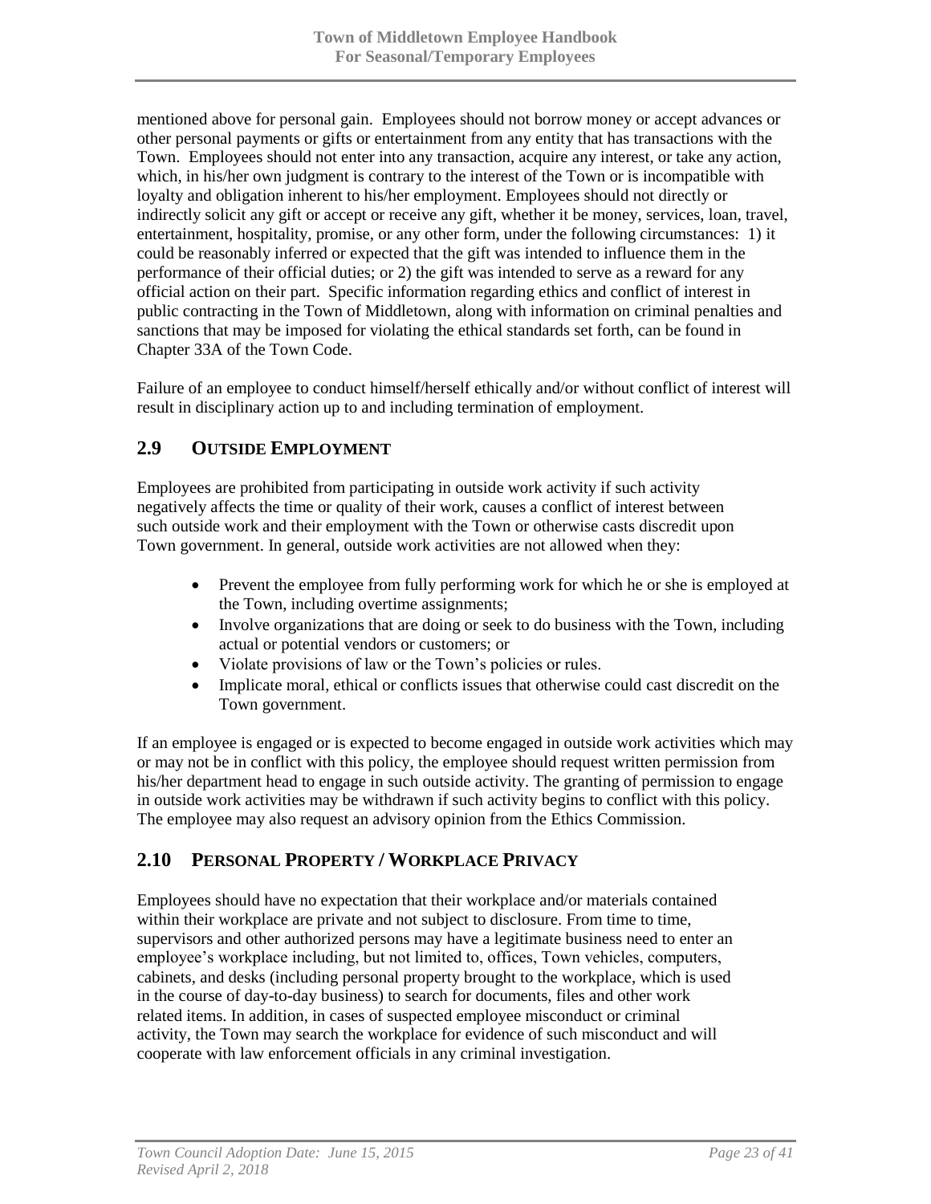mentioned above for personal gain. Employees should not borrow money or accept advances or other personal payments or gifts or entertainment from any entity that has transactions with the Town. Employees should not enter into any transaction, acquire any interest, or take any action, which, in his/her own judgment is contrary to the interest of the Town or is incompatible with loyalty and obligation inherent to his/her employment. Employees should not directly or indirectly solicit any gift or accept or receive any gift, whether it be money, services, loan, travel, entertainment, hospitality, promise, or any other form, under the following circumstances: 1) it could be reasonably inferred or expected that the gift was intended to influence them in the performance of their official duties; or 2) the gift was intended to serve as a reward for any official action on their part. Specific information regarding ethics and conflict of interest in public contracting in the Town of Middletown, along with information on criminal penalties and sanctions that may be imposed for violating the ethical standards set forth, can be found in Chapter 33A of the Town Code.

Failure of an employee to conduct himself/herself ethically and/or without conflict of interest will result in disciplinary action up to and including termination of employment.

## 2.9 OUTSIDE EMPLOYMENT

Employees are prohibited from participating in outside work activity if such activity negatively affects the time or quality of their work, causes a conflict of interest between such outside work and their employment with the Town or otherwise casts discredit upon Town government. In general, outside work activities are not allowed when they:

- Prevent the employee from fully performing work for which he or she is employed at the Town, including overtime assignments;
- Involve organizations that are doing or seek to do business with the Town, including actual or potential vendors or customers; or
- Violate provisions of law or the Town's policies or rules.
- Implicate moral, ethical or conflicts issues that otherwise could cast discredit on the Town government.

If an employee is engaged or is expected to become engaged in outside work activities which may or may not be in conflict with this policy, the employee should request written permission from his/her department head to engage in such outside activity. The granting of permission to engage in outside work activities may be withdrawn if such activity begins to conflict with this policy. The employee may also request an advisory opinion from the Ethics Commission.

## 2.10 PERSONAL PROPERTY / WORKPLACE PRIVACY

Employees should have no expectation that their workplace and/or materials contained within their workplace are private and not subject to disclosure. From time to time, supervisors and other authorized persons may have a legitimate business need to enter an employee's workplace including, but not limited to, offices, Town vehicles, computers, cabinets, and desks (including personal property brought to the workplace, which is used in the course of day-to-day business) to search for documents, files and other work related items. In addition, in cases of suspected employee misconduct or criminal activity, the Town may search the workplace for evidence of such misconduct and will cooperate with law enforcement officials in any criminal investigation.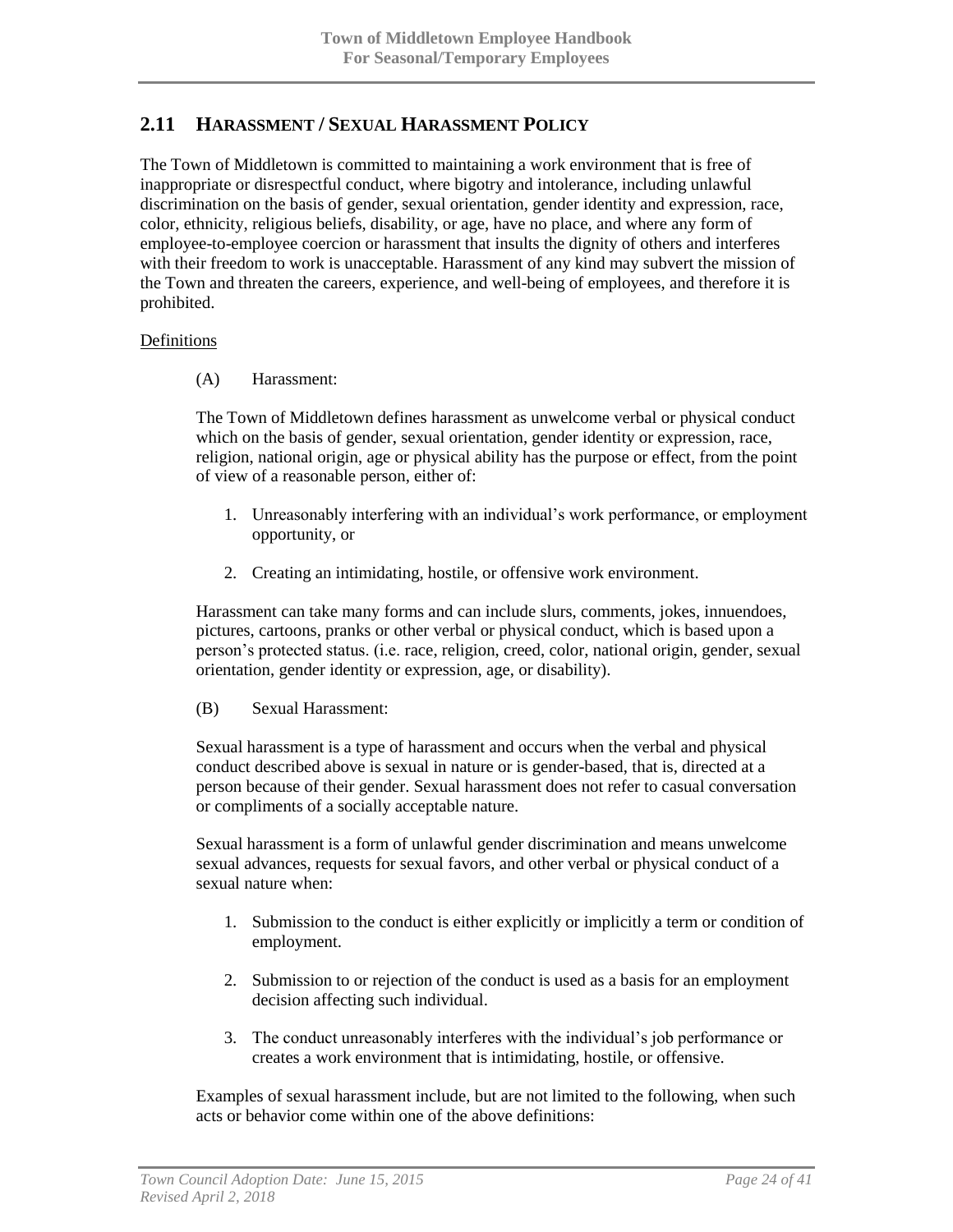## 2.11 HARASSMENT / SEXUAL HARASSMENT POLICY

The Town of Middletown is committed to maintaining a work environment that is free of inappropriate or disrespectful conduct, where bigotry and intolerance, including unlawful discrimination on the basis of gender, sexual orientation, gender identity and expression, race, color, ethnicity, religious beliefs, disability, or age, have no place, and where any form of employee-to-employee coercion or harassment that insults the dignity of others and interferes with their freedom to work is unacceptable. Harassment of any kind may subvert the mission of the Town and threaten the careers, experience, and well-being of employees, and therefore it is prohibited.

Definitions

(A) Harassment:

The Town of Middletown defines harassment as unwelcome verbal or physical conduct which on the basis of gender, sexual orientation, gender identity or expression, race, religion, national origin, age or physical ability has the purpose or effect, from the point of view of a reasonable person, either of:

1. Unreasonably interfering with an individual's work performance, or employment opportunity, or
2. Creating an intimidating, hostile, or offensive work environment.

Harassment can take many forms and can include slurs, comments, jokes, innuendoes, pictures, cartoons, pranks or other verbal or physical conduct, which is based upon a person's protected status. (i.e. race, religion, creed, color, national origin, gender, sexual orientation, gender identity or expression, age, or disability).

(B) Sexual Harassment:

Sexual harassment is a type of harassment and occurs when the verbal and physical conduct described above is sexual in nature or is gender-based, that is, directed at a person because of their gender. Sexual harassment does not refer to casual conversation or compliments of a socially acceptable nature.

Sexual harassment is a form of unlawful gender discrimination and means unwelcome sexual advances, requests for sexual favors, and other verbal or physical conduct of a sexual nature when:

1. Submission to the conduct is either explicitly or implicitly a term or condition of employment.
2. Submission to or rejection of the conduct is used as a basis for an employment decision affecting such individual.
3. The conduct unreasonably interferes with the individual's job performance or creates a work environment that is intimidating, hostile, or offensive.

Examples of sexual harassment include, but are not limited to the following, when such acts or behavior come within one of the above definitions: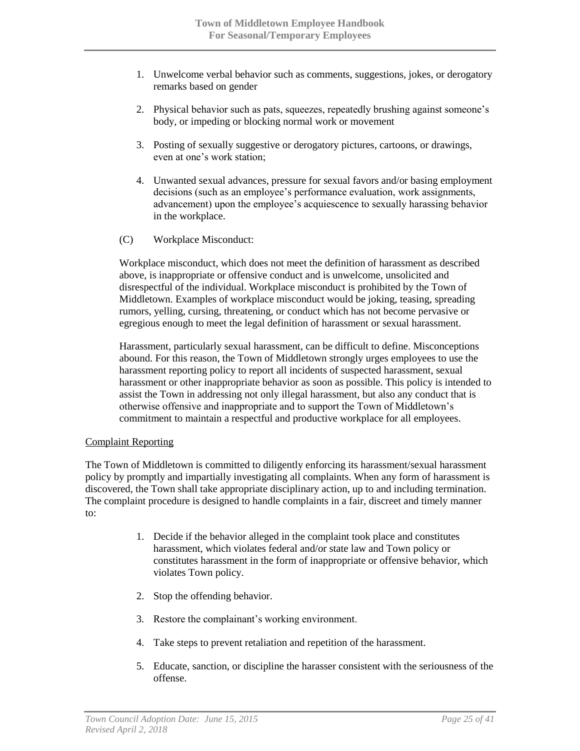1. Unwelcome verbal behavior such as comments, suggestions, jokes, or derogatory remarks based on gender

2. Physical behavior such as pats, squeezes, repeatedly brushing against someone's body, or impeding or blocking normal work or movement

3. Posting of sexually suggestive or derogatory pictures, cartoons, or drawings, even at one's work station;

4. Unwanted sexual advances, pressure for sexual favors and/or basing employment decisions (such as an employee's performance evaluation, work assignments, advancement) upon the employee's acquiescence to sexually harassing behavior in the workplace.

(C) Workplace Misconduct:

Workplace misconduct, which does not meet the definition of harassment as described above, is inappropriate or offensive conduct and is unwelcome, unsolicited and disrespectful of the individual. Workplace misconduct is prohibited by the Town of Middletown. Examples of workplace misconduct would be joking, teasing, spreading rumors, yelling, cursing, threatening, or conduct which has not become pervasive or egregious enough to meet the legal definition of harassment or sexual harassment.

Harassment, particularly sexual harassment, can be difficult to define. Misconceptions abound. For this reason, the Town of Middletown strongly urges employees to use the harassment reporting policy to report all incidents of suspected harassment, sexual harassment or other inappropriate behavior as soon as possible. This policy is intended to assist the Town in addressing not only illegal harassment, but also any conduct that is otherwise offensive and inappropriate and to support the Town of Middletown's commitment to maintain a respectful and productive workplace for all employees.

<u>Complaint Reporting</u>

The Town of Middletown is committed to diligently enforcing its harassment/sexual harassment policy by promptly and impartially investigating all complaints. When any form of harassment is discovered, the Town shall take appropriate disciplinary action, up to and including termination. The complaint procedure is designed to handle complaints in a fair, discreet and timely manner to:

1. Decide if the behavior alleged in the complaint took place and constitutes harassment, which violates federal and/or state law and Town policy or constitutes harassment in the form of inappropriate or offensive behavior, which violates Town policy.

2. Stop the offending behavior.

3. Restore the complainant's working environment.

4. Take steps to prevent retaliation and repetition of the harassment.

5. Educate, sanction, or discipline the harasser consistent with the seriousness of the offense.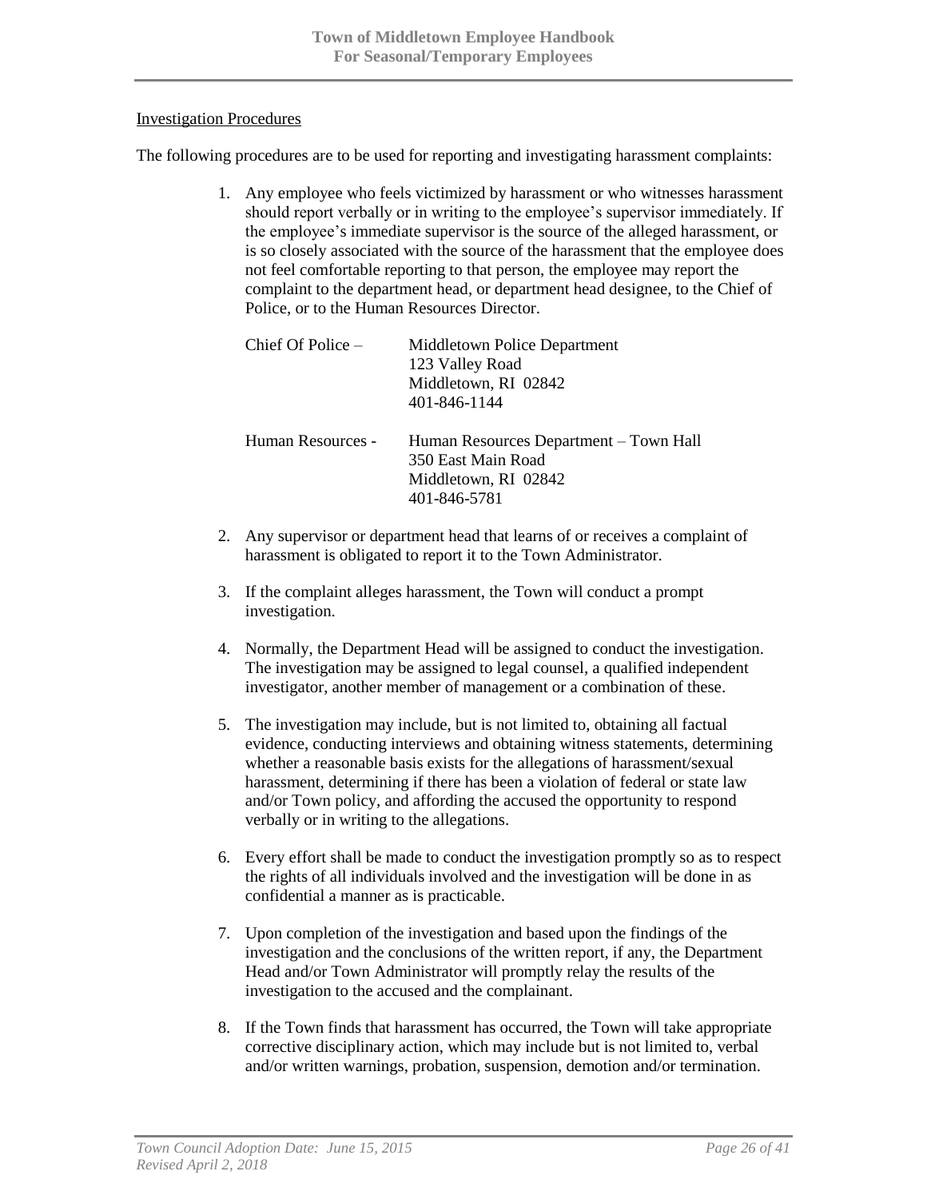Investigation Procedures

The following procedures are to be used for reporting and investigating harassment complaints:

1. Any employee who feels victimized by harassment or who witnesses harassment should report verbally or in writing to the employee's supervisor immediately. If the employee's immediate supervisor is the source of the alleged harassment, or is so closely associated with the source of the harassment that the employee does not feel comfortable reporting to that person, the employee may report the complaint to the department head, or department head designee, to the Chief of Police, or to the Human Resources Director.

   | | |
   |---|---|
   | Chief Of Police – | Middletown Police Department<br>123 Valley Road<br>Middletown, RI 02842<br>401-846-1144 |
   | Human Resources - | Human Resources Department – Town Hall<br>350 East Main Road<br>Middletown, RI 02842<br>401-846-5781 |

2. Any supervisor or department head that learns of or receives a complaint of harassment is obligated to report it to the Town Administrator.

3. If the complaint alleges harassment, the Town will conduct a prompt investigation.

4. Normally, the Department Head will be assigned to conduct the investigation. The investigation may be assigned to legal counsel, a qualified independent investigator, another member of management or a combination of these.

5. The investigation may include, but is not limited to, obtaining all factual evidence, conducting interviews and obtaining witness statements, determining whether a reasonable basis exists for the allegations of harassment/sexual harassment, determining if there has been a violation of federal or state law and/or Town policy, and affording the accused the opportunity to respond verbally or in writing to the allegations.

6. Every effort shall be made to conduct the investigation promptly so as to respect the rights of all individuals involved and the investigation will be done in as confidential a manner as is practicable.

7. Upon completion of the investigation and based upon the findings of the investigation and the conclusions of the written report, if any, the Department Head and/or Town Administrator will promptly relay the results of the investigation to the accused and the complainant.

8. If the Town finds that harassment has occurred, the Town will take appropriate corrective disciplinary action, which may include but is not limited to, verbal and/or written warnings, probation, suspension, demotion and/or termination.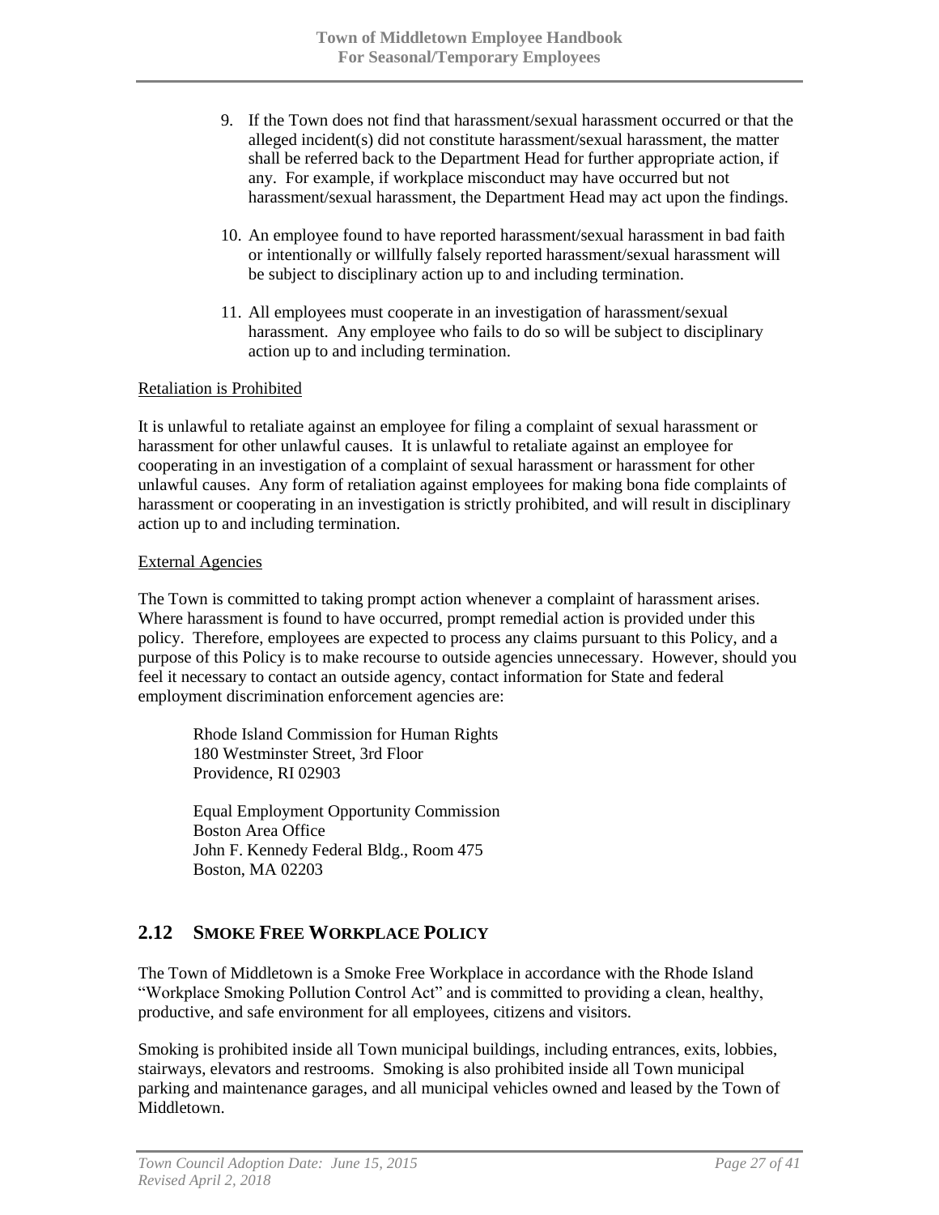9. If the Town does not find that harassment/sexual harassment occurred or that the alleged incident(s) did not constitute harassment/sexual harassment, the matter shall be referred back to the Department Head for further appropriate action, if any. For example, if workplace misconduct may have occurred but not harassment/sexual harassment, the Department Head may act upon the findings.

10. An employee found to have reported harassment/sexual harassment in bad faith or intentionally or willfully falsely reported harassment/sexual harassment will be subject to disciplinary action up to and including termination.

11. All employees must cooperate in an investigation of harassment/sexual harassment. Any employee who fails to do so will be subject to disciplinary action up to and including termination.

<u>Retaliation is Prohibited</u>

It is unlawful to retaliate against an employee for filing a complaint of sexual harassment or harassment for other unlawful causes. It is unlawful to retaliate against an employee for cooperating in an investigation of a complaint of sexual harassment or harassment for other unlawful causes. Any form of retaliation against employees for making bona fide complaints of harassment or cooperating in an investigation is strictly prohibited, and will result in disciplinary action up to and including termination.

<u>External Agencies</u>

The Town is committed to taking prompt action whenever a complaint of harassment arises. Where harassment is found to have occurred, prompt remedial action is provided under this policy. Therefore, employees are expected to process any claims pursuant to this Policy, and a purpose of this Policy is to make recourse to outside agencies unnecessary. However, should you feel it necessary to contact an outside agency, contact information for State and federal employment discrimination enforcement agencies are:

Rhode Island Commission for Human Rights
180 Westminster Street, 3rd Floor
Providence, RI 02903

Equal Employment Opportunity Commission
Boston Area Office
John F. Kennedy Federal Bldg., Room 475
Boston, MA 02203

## 2.12 SMOKE FREE WORKPLACE POLICY

The Town of Middletown is a Smoke Free Workplace in accordance with the Rhode Island "Workplace Smoking Pollution Control Act" and is committed to providing a clean, healthy, productive, and safe environment for all employees, citizens and visitors.

Smoking is prohibited inside all Town municipal buildings, including entrances, exits, lobbies, stairways, elevators and restrooms. Smoking is also prohibited inside all Town municipal parking and maintenance garages, and all municipal vehicles owned and leased by the Town of Middletown.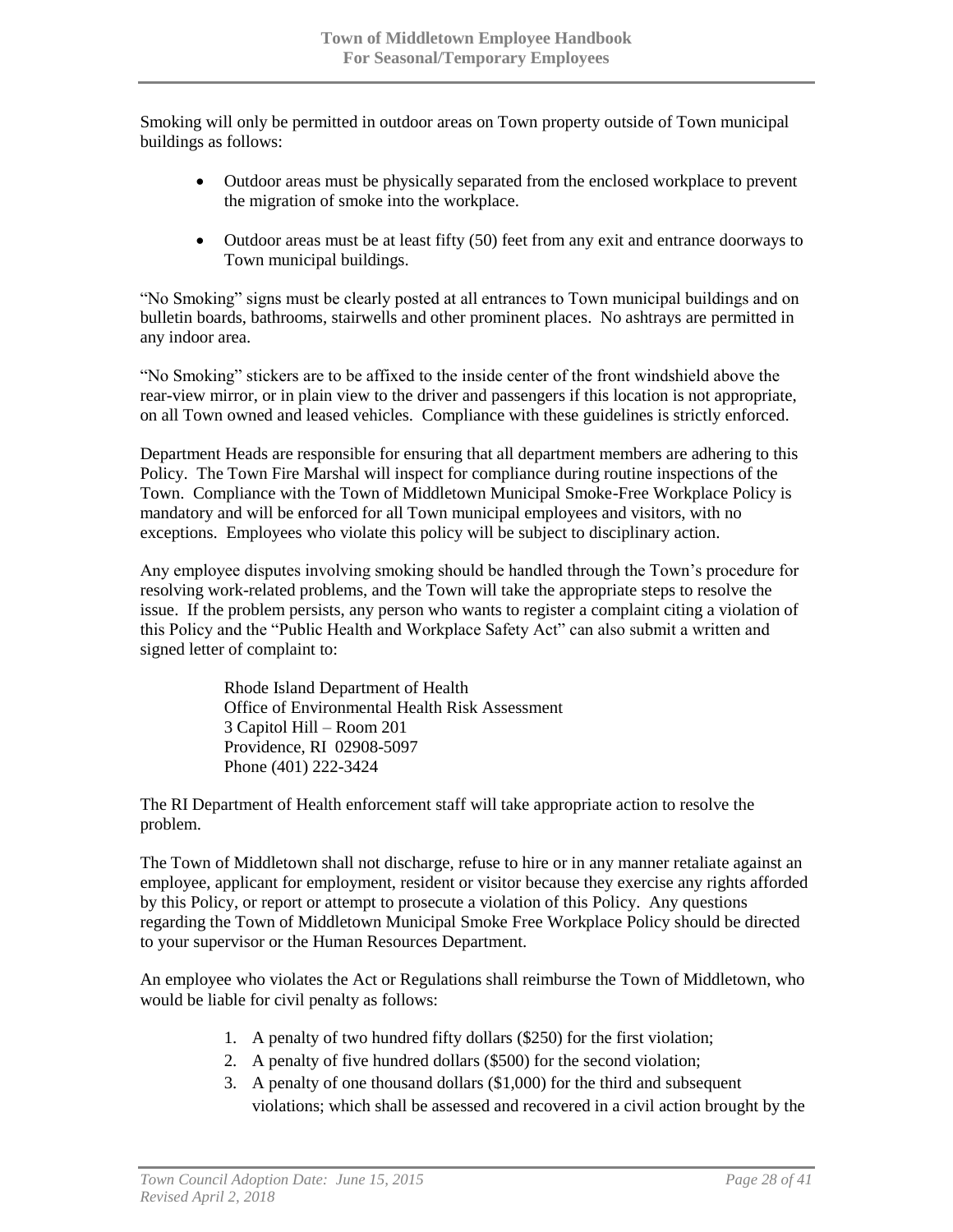Smoking will only be permitted in outdoor areas on Town property outside of Town municipal buildings as follows:

- Outdoor areas must be physically separated from the enclosed workplace to prevent the migration of smoke into the workplace.
- Outdoor areas must be at least fifty (50) feet from any exit and entrance doorways to Town municipal buildings.

"No Smoking" signs must be clearly posted at all entrances to Town municipal buildings and on bulletin boards, bathrooms, stairwells and other prominent places. No ashtrays are permitted in any indoor area.

"No Smoking" stickers are to be affixed to the inside center of the front windshield above the rear-view mirror, or in plain view to the driver and passengers if this location is not appropriate, on all Town owned and leased vehicles. Compliance with these guidelines is strictly enforced.

Department Heads are responsible for ensuring that all department members are adhering to this Policy. The Town Fire Marshal will inspect for compliance during routine inspections of the Town. Compliance with the Town of Middletown Municipal Smoke-Free Workplace Policy is mandatory and will be enforced for all Town municipal employees and visitors, with no exceptions. Employees who violate this policy will be subject to disciplinary action.

Any employee disputes involving smoking should be handled through the Town's procedure for resolving work-related problems, and the Town will take the appropriate steps to resolve the issue. If the problem persists, any person who wants to register a complaint citing a violation of this Policy and the "Public Health and Workplace Safety Act" can also submit a written and signed letter of complaint to:

Rhode Island Department of Health
Office of Environmental Health Risk Assessment
3 Capitol Hill – Room 201
Providence, RI 02908-5097
Phone (401) 222-3424

The RI Department of Health enforcement staff will take appropriate action to resolve the problem.

The Town of Middletown shall not discharge, refuse to hire or in any manner retaliate against an employee, applicant for employment, resident or visitor because they exercise any rights afforded by this Policy, or report or attempt to prosecute a violation of this Policy. Any questions regarding the Town of Middletown Municipal Smoke Free Workplace Policy should be directed to your supervisor or the Human Resources Department.

An employee who violates the Act or Regulations shall reimburse the Town of Middletown, who would be liable for civil penalty as follows:

1. A penalty of two hundred fifty dollars ($250) for the first violation;
2. A penalty of five hundred dollars ($500) for the second violation;
3. A penalty of one thousand dollars ($1,000) for the third and subsequent violations; which shall be assessed and recovered in a civil action brought by the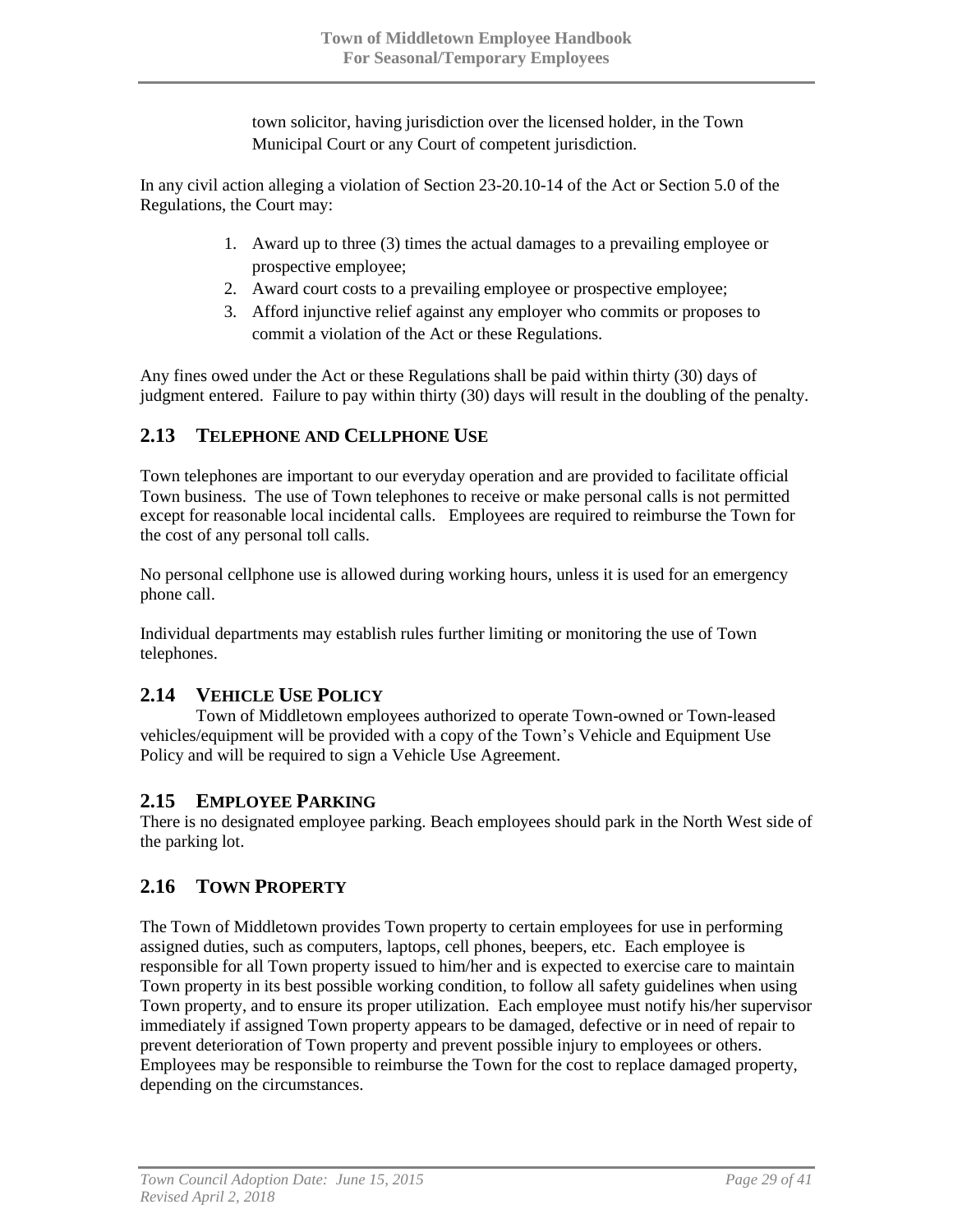town solicitor, having jurisdiction over the licensed holder, in the Town Municipal Court or any Court of competent jurisdiction.

In any civil action alleging a violation of Section 23-20.10-14 of the Act or Section 5.0 of the Regulations, the Court may:

1. Award up to three (3) times the actual damages to a prevailing employee or prospective employee;
2. Award court costs to a prevailing employee or prospective employee;
3. Afford injunctive relief against any employer who commits or proposes to commit a violation of the Act or these Regulations.

Any fines owed under the Act or these Regulations shall be paid within thirty (30) days of judgment entered. Failure to pay within thirty (30) days will result in the doubling of the penalty.

## 2.13 TELEPHONE AND CELLPHONE USE

Town telephones are important to our everyday operation and are provided to facilitate official Town business. The use of Town telephones to receive or make personal calls is not permitted except for reasonable local incidental calls. Employees are required to reimburse the Town for the cost of any personal toll calls.

No personal cellphone use is allowed during working hours, unless it is used for an emergency phone call.

Individual departments may establish rules further limiting or monitoring the use of Town telephones.

## 2.14 VEHICLE USE POLICY

Town of Middletown employees authorized to operate Town-owned or Town-leased vehicles/equipment will be provided with a copy of the Town's Vehicle and Equipment Use Policy and will be required to sign a Vehicle Use Agreement.

## 2.15 EMPLOYEE PARKING

There is no designated employee parking. Beach employees should park in the North West side of the parking lot.

## 2.16 TOWN PROPERTY

The Town of Middletown provides Town property to certain employees for use in performing assigned duties, such as computers, laptops, cell phones, beepers, etc. Each employee is responsible for all Town property issued to him/her and is expected to exercise care to maintain Town property in its best possible working condition, to follow all safety guidelines when using Town property, and to ensure its proper utilization. Each employee must notify his/her supervisor immediately if assigned Town property appears to be damaged, defective or in need of repair to prevent deterioration of Town property and prevent possible injury to employees or others. Employees may be responsible to reimburse the Town for the cost to replace damaged property, depending on the circumstances.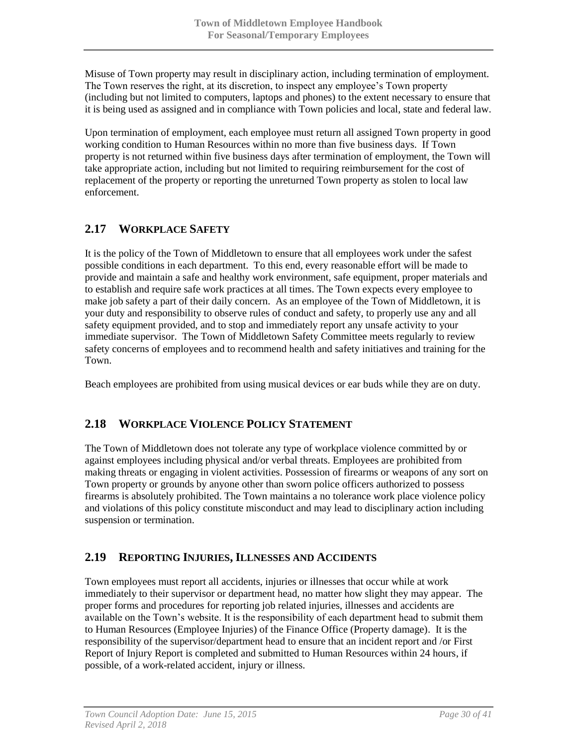Misuse of Town property may result in disciplinary action, including termination of employment. The Town reserves the right, at its discretion, to inspect any employee's Town property (including but not limited to computers, laptops and phones) to the extent necessary to ensure that it is being used as assigned and in compliance with Town policies and local, state and federal law.

Upon termination of employment, each employee must return all assigned Town property in good working condition to Human Resources within no more than five business days. If Town property is not returned within five business days after termination of employment, the Town will take appropriate action, including but not limited to requiring reimbursement for the cost of replacement of the property or reporting the unreturned Town property as stolen to local law enforcement.

## 2.17 WORKPLACE SAFETY

It is the policy of the Town of Middletown to ensure that all employees work under the safest possible conditions in each department. To this end, every reasonable effort will be made to provide and maintain a safe and healthy work environment, safe equipment, proper materials and to establish and require safe work practices at all times. The Town expects every employee to make job safety a part of their daily concern. As an employee of the Town of Middletown, it is your duty and responsibility to observe rules of conduct and safety, to properly use any and all safety equipment provided, and to stop and immediately report any unsafe activity to your immediate supervisor. The Town of Middletown Safety Committee meets regularly to review safety concerns of employees and to recommend health and safety initiatives and training for the Town.

Beach employees are prohibited from using musical devices or ear buds while they are on duty.

## 2.18 WORKPLACE VIOLENCE POLICY STATEMENT

The Town of Middletown does not tolerate any type of workplace violence committed by or against employees including physical and/or verbal threats. Employees are prohibited from making threats or engaging in violent activities. Possession of firearms or weapons of any sort on Town property or grounds by anyone other than sworn police officers authorized to possess firearms is absolutely prohibited. The Town maintains a no tolerance work place violence policy and violations of this policy constitute misconduct and may lead to disciplinary action including suspension or termination.

## 2.19 REPORTING INJURIES, ILLNESSES AND ACCIDENTS

Town employees must report all accidents, injuries or illnesses that occur while at work immediately to their supervisor or department head, no matter how slight they may appear. The proper forms and procedures for reporting job related injuries, illnesses and accidents are available on the Town's website. It is the responsibility of each department head to submit them to Human Resources (Employee Injuries) of the Finance Office (Property damage). It is the responsibility of the supervisor/department head to ensure that an incident report and /or First Report of Injury Report is completed and submitted to Human Resources within 24 hours, if possible, of a work-related accident, injury or illness.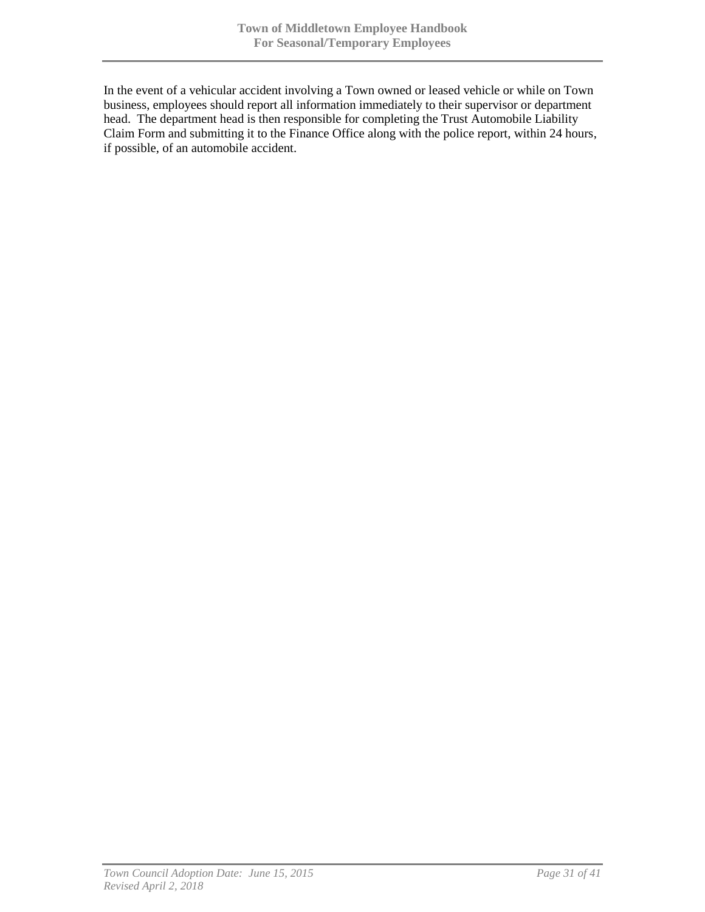In the event of a vehicular accident involving a Town owned or leased vehicle or while on Town business, employees should report all information immediately to their supervisor or department head. The department head is then responsible for completing the Trust Automobile Liability Claim Form and submitting it to the Finance Office along with the police report, within 24 hours, if possible, of an automobile accident.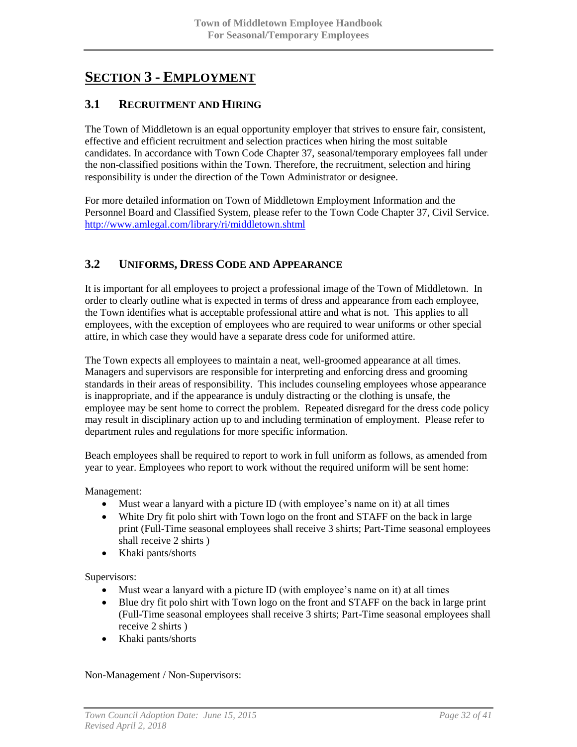# SECTION 3 - EMPLOYMENT

## 3.1 RECRUITMENT AND HIRING

The Town of Middletown is an equal opportunity employer that strives to ensure fair, consistent, effective and efficient recruitment and selection practices when hiring the most suitable candidates. In accordance with Town Code Chapter 37, seasonal/temporary employees fall under the non-classified positions within the Town. Therefore, the recruitment, selection and hiring responsibility is under the direction of the Town Administrator or designee.

For more detailed information on Town of Middletown Employment Information and the Personnel Board and Classified System, please refer to the Town Code Chapter 37, Civil Service. http://www.amlegal.com/library/ri/middletown.shtml

## 3.2 UNIFORMS, DRESS CODE AND APPEARANCE

It is important for all employees to project a professional image of the Town of Middletown. In order to clearly outline what is expected in terms of dress and appearance from each employee, the Town identifies what is acceptable professional attire and what is not. This applies to all employees, with the exception of employees who are required to wear uniforms or other special attire, in which case they would have a separate dress code for uniformed attire.

The Town expects all employees to maintain a neat, well-groomed appearance at all times. Managers and supervisors are responsible for interpreting and enforcing dress and grooming standards in their areas of responsibility. This includes counseling employees whose appearance is inappropriate, and if the appearance is unduly distracting or the clothing is unsafe, the employee may be sent home to correct the problem. Repeated disregard for the dress code policy may result in disciplinary action up to and including termination of employment. Please refer to department rules and regulations for more specific information.

Beach employees shall be required to report to work in full uniform as follows, as amended from year to year. Employees who report to work without the required uniform will be sent home:

Management:

- Must wear a lanyard with a picture ID (with employee's name on it) at all times
- White Dry fit polo shirt with Town logo on the front and STAFF on the back in large print (Full-Time seasonal employees shall receive 3 shirts; Part-Time seasonal employees shall receive 2 shirts )
- Khaki pants/shorts

Supervisors:

- Must wear a lanyard with a picture ID (with employee's name on it) at all times
- Blue dry fit polo shirt with Town logo on the front and STAFF on the back in large print (Full-Time seasonal employees shall receive 3 shirts; Part-Time seasonal employees shall receive 2 shirts )
- Khaki pants/shorts

Non-Management / Non-Supervisors: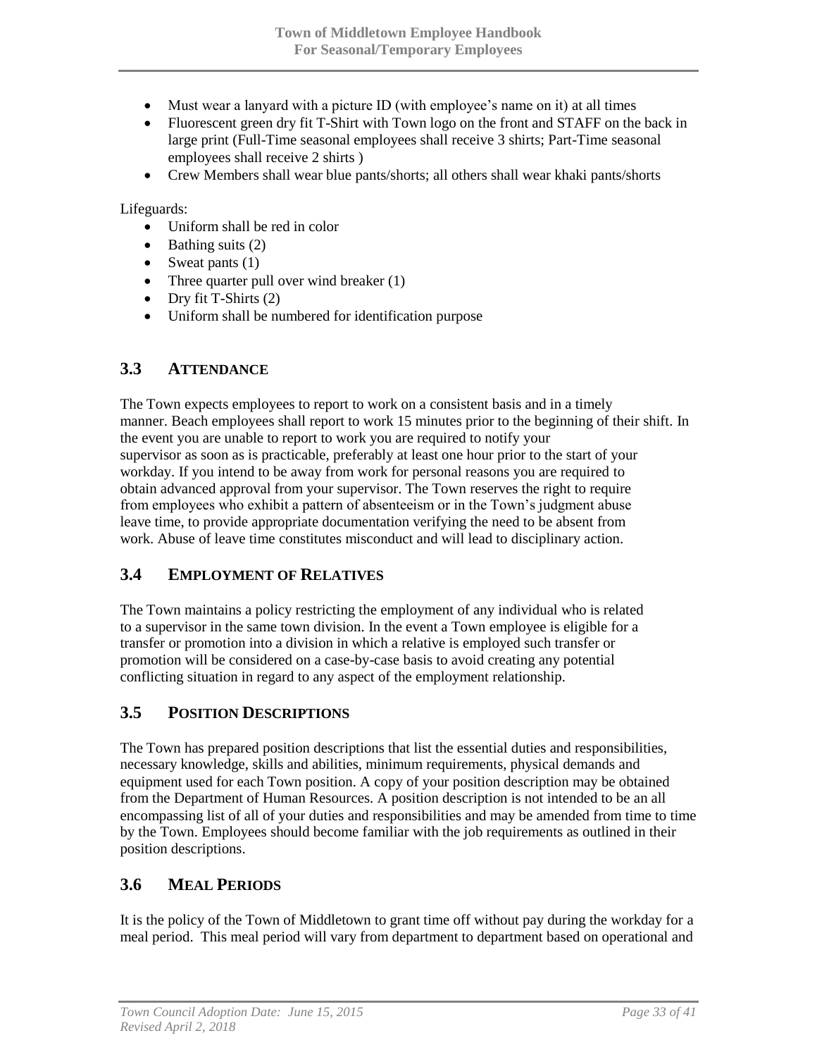- Must wear a lanyard with a picture ID (with employee's name on it) at all times
- Fluorescent green dry fit T-Shirt with Town logo on the front and STAFF on the back in large print (Full-Time seasonal employees shall receive 3 shirts; Part-Time seasonal employees shall receive 2 shirts )
- Crew Members shall wear blue pants/shorts; all others shall wear khaki pants/shorts

Lifeguards:

- Uniform shall be red in color
- Bathing suits (2)
- Sweat pants (1)
- Three quarter pull over wind breaker (1)
- Dry fit T-Shirts (2)
- Uniform shall be numbered for identification purpose

## 3.3 ATTENDANCE

The Town expects employees to report to work on a consistent basis and in a timely manner. Beach employees shall report to work 15 minutes prior to the beginning of their shift. In the event you are unable to report to work you are required to notify your supervisor as soon as is practicable, preferably at least one hour prior to the start of your workday. If you intend to be away from work for personal reasons you are required to obtain advanced approval from your supervisor. The Town reserves the right to require from employees who exhibit a pattern of absenteeism or in the Town's judgment abuse leave time, to provide appropriate documentation verifying the need to be absent from work. Abuse of leave time constitutes misconduct and will lead to disciplinary action.

## 3.4 EMPLOYMENT OF RELATIVES

The Town maintains a policy restricting the employment of any individual who is related to a supervisor in the same town division. In the event a Town employee is eligible for a transfer or promotion into a division in which a relative is employed such transfer or promotion will be considered on a case-by-case basis to avoid creating any potential conflicting situation in regard to any aspect of the employment relationship.

## 3.5 POSITION DESCRIPTIONS

The Town has prepared position descriptions that list the essential duties and responsibilities, necessary knowledge, skills and abilities, minimum requirements, physical demands and equipment used for each Town position. A copy of your position description may be obtained from the Department of Human Resources. A position description is not intended to be an all encompassing list of all of your duties and responsibilities and may be amended from time to time by the Town. Employees should become familiar with the job requirements as outlined in their position descriptions.

## 3.6 MEAL PERIODS

It is the policy of the Town of Middletown to grant time off without pay during the workday for a meal period. This meal period will vary from department to department based on operational and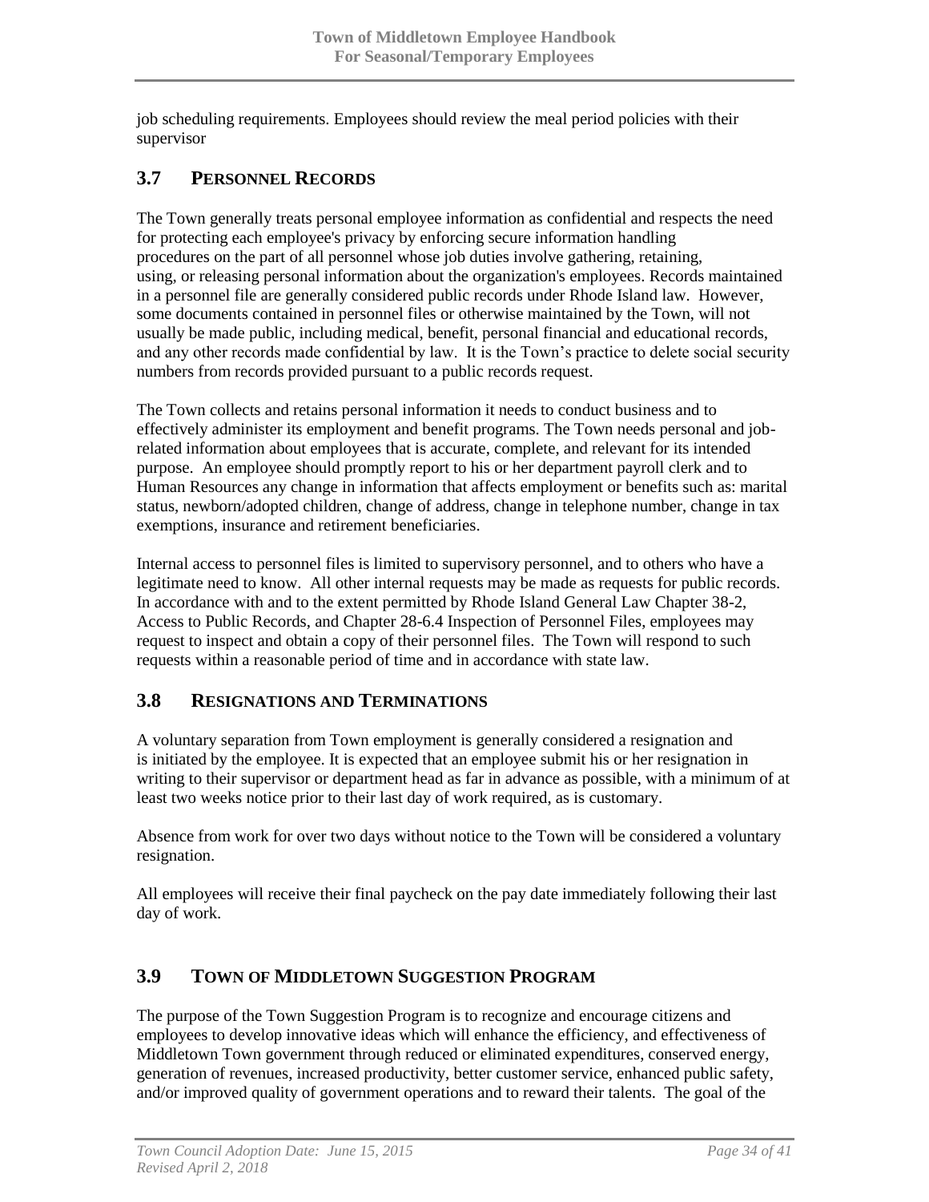job scheduling requirements. Employees should review the meal period policies with their supervisor

## 3.7 PERSONNEL RECORDS

The Town generally treats personal employee information as confidential and respects the need for protecting each employee's privacy by enforcing secure information handling procedures on the part of all personnel whose job duties involve gathering, retaining, using, or releasing personal information about the organization's employees. Records maintained in a personnel file are generally considered public records under Rhode Island law. However, some documents contained in personnel files or otherwise maintained by the Town, will not usually be made public, including medical, benefit, personal financial and educational records, and any other records made confidential by law. It is the Town's practice to delete social security numbers from records provided pursuant to a public records request.

The Town collects and retains personal information it needs to conduct business and to effectively administer its employment and benefit programs. The Town needs personal and job-related information about employees that is accurate, complete, and relevant for its intended purpose. An employee should promptly report to his or her department payroll clerk and to Human Resources any change in information that affects employment or benefits such as: marital status, newborn/adopted children, change of address, change in telephone number, change in tax exemptions, insurance and retirement beneficiaries.

Internal access to personnel files is limited to supervisory personnel, and to others who have a legitimate need to know. All other internal requests may be made as requests for public records. In accordance with and to the extent permitted by Rhode Island General Law Chapter 38-2, Access to Public Records, and Chapter 28-6.4 Inspection of Personnel Files, employees may request to inspect and obtain a copy of their personnel files. The Town will respond to such requests within a reasonable period of time and in accordance with state law.

## 3.8 RESIGNATIONS AND TERMINATIONS

A voluntary separation from Town employment is generally considered a resignation and is initiated by the employee. It is expected that an employee submit his or her resignation in writing to their supervisor or department head as far in advance as possible, with a minimum of at least two weeks notice prior to their last day of work required, as is customary.

Absence from work for over two days without notice to the Town will be considered a voluntary resignation.

All employees will receive their final paycheck on the pay date immediately following their last day of work.

## 3.9 TOWN OF MIDDLETOWN SUGGESTION PROGRAM

The purpose of the Town Suggestion Program is to recognize and encourage citizens and employees to develop innovative ideas which will enhance the efficiency, and effectiveness of Middletown Town government through reduced or eliminated expenditures, conserved energy, generation of revenues, increased productivity, better customer service, enhanced public safety, and/or improved quality of government operations and to reward their talents. The goal of the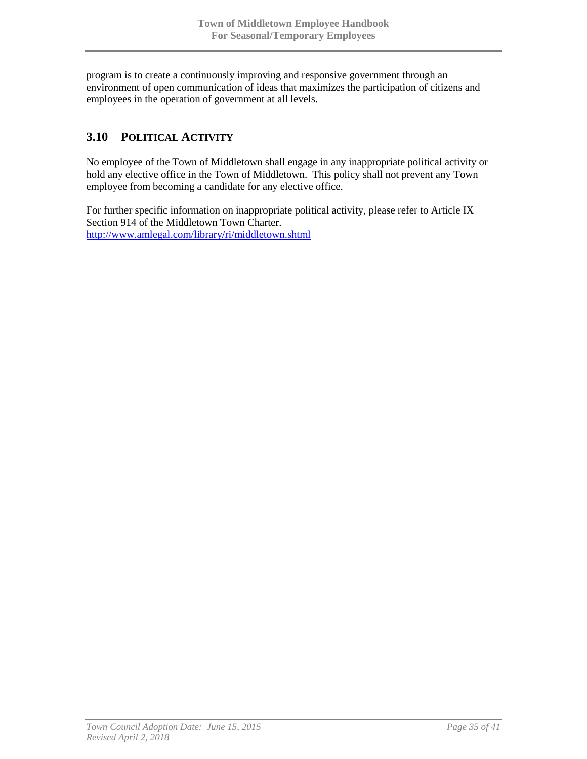program is to create a continuously improving and responsive government through an environment of open communication of ideas that maximizes the participation of citizens and employees in the operation of government at all levels.

## 3.10 POLITICAL ACTIVITY

No employee of the Town of Middletown shall engage in any inappropriate political activity or hold any elective office in the Town of Middletown. This policy shall not prevent any Town employee from becoming a candidate for any elective office.

For further specific information on inappropriate political activity, please refer to Article IX Section 914 of the Middletown Town Charter.
http://www.amlegal.com/library/ri/middletown.shtml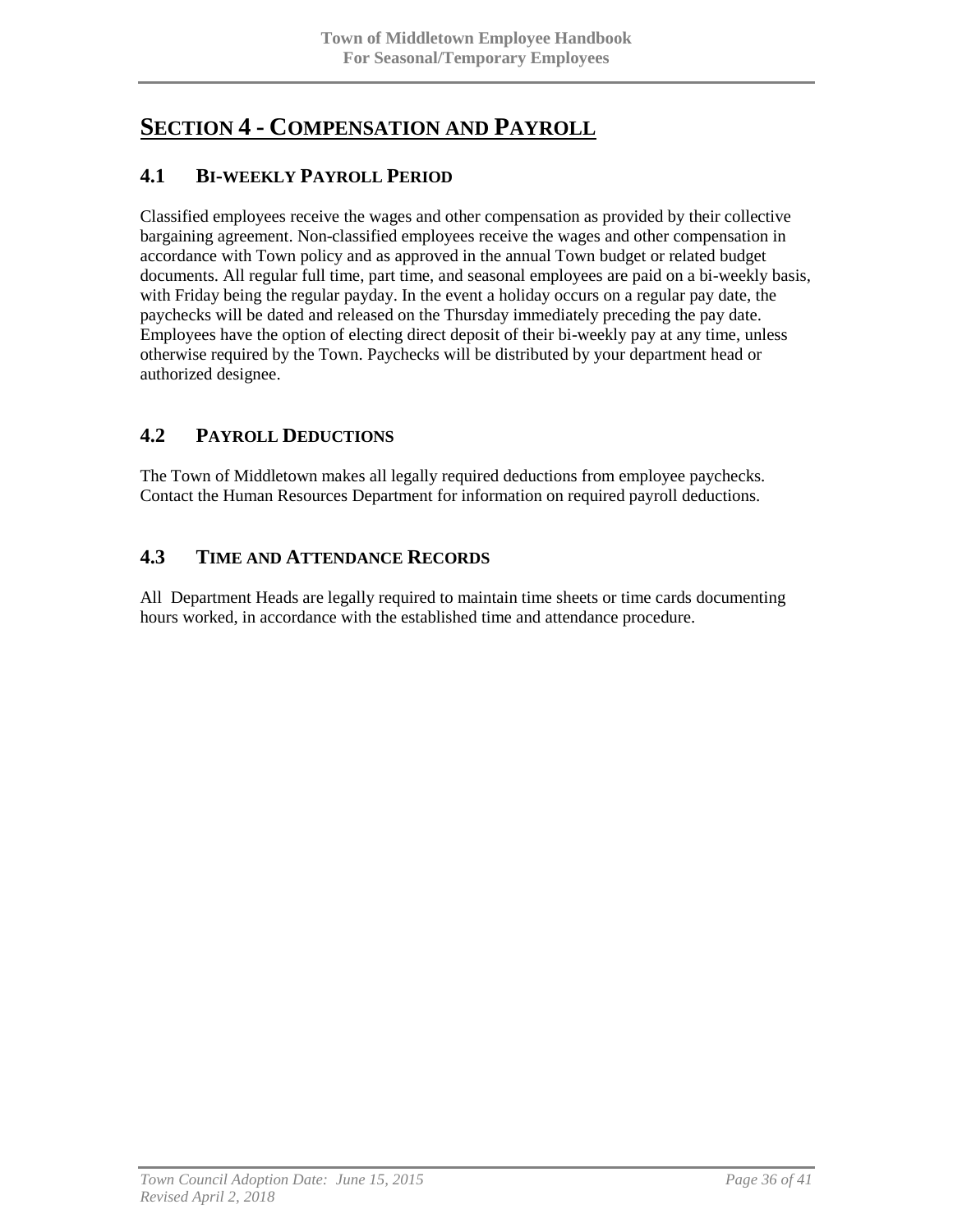# SECTION 4 - COMPENSATION AND PAYROLL

## 4.1 BI-WEEKLY PAYROLL PERIOD

Classified employees receive the wages and other compensation as provided by their collective bargaining agreement. Non-classified employees receive the wages and other compensation in accordance with Town policy and as approved in the annual Town budget or related budget documents. All regular full time, part time, and seasonal employees are paid on a bi-weekly basis, with Friday being the regular payday. In the event a holiday occurs on a regular pay date, the paychecks will be dated and released on the Thursday immediately preceding the pay date. Employees have the option of electing direct deposit of their bi-weekly pay at any time, unless otherwise required by the Town. Paychecks will be distributed by your department head or authorized designee.

## 4.2 PAYROLL DEDUCTIONS

The Town of Middletown makes all legally required deductions from employee paychecks. Contact the Human Resources Department for information on required payroll deductions.

## 4.3 TIME AND ATTENDANCE RECORDS

All Department Heads are legally required to maintain time sheets or time cards documenting hours worked, in accordance with the established time and attendance procedure.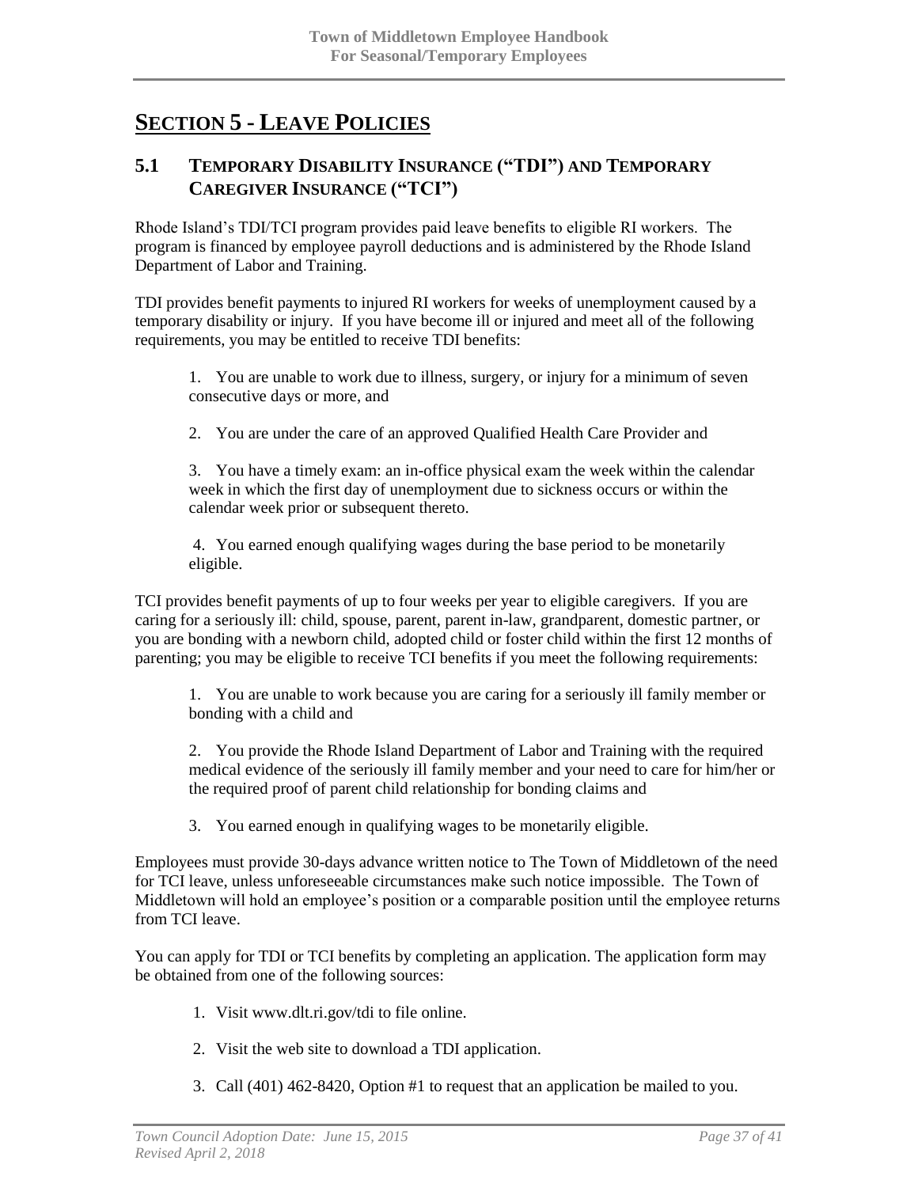# SECTION 5 - LEAVE POLICIES

## 5.1 TEMPORARY DISABILITY INSURANCE ("TDI") AND TEMPORARY CAREGIVER INSURANCE ("TCI")

Rhode Island's TDI/TCI program provides paid leave benefits to eligible RI workers. The program is financed by employee payroll deductions and is administered by the Rhode Island Department of Labor and Training.

TDI provides benefit payments to injured RI workers for weeks of unemployment caused by a temporary disability or injury. If you have become ill or injured and meet all of the following requirements, you may be entitled to receive TDI benefits:

1. You are unable to work due to illness, surgery, or injury for a minimum of seven consecutive days or more, and
2. You are under the care of an approved Qualified Health Care Provider and
3. You have a timely exam: an in-office physical exam the week within the calendar week in which the first day of unemployment due to sickness occurs or within the calendar week prior or subsequent thereto.
4. You earned enough qualifying wages during the base period to be monetarily eligible.

TCI provides benefit payments of up to four weeks per year to eligible caregivers. If you are caring for a seriously ill: child, spouse, parent, parent in-law, grandparent, domestic partner, or you are bonding with a newborn child, adopted child or foster child within the first 12 months of parenting; you may be eligible to receive TCI benefits if you meet the following requirements:

1. You are unable to work because you are caring for a seriously ill family member or bonding with a child and
2. You provide the Rhode Island Department of Labor and Training with the required medical evidence of the seriously ill family member and your need to care for him/her or the required proof of parent child relationship for bonding claims and
3. You earned enough in qualifying wages to be monetarily eligible.

Employees must provide 30-days advance written notice to The Town of Middletown of the need for TCI leave, unless unforeseeable circumstances make such notice impossible. The Town of Middletown will hold an employee's position or a comparable position until the employee returns from TCI leave.

You can apply for TDI or TCI benefits by completing an application. The application form may be obtained from one of the following sources:

1. Visit www.dlt.ri.gov/tdi to file online.
2. Visit the web site to download a TDI application.
3. Call (401) 462-8420, Option #1 to request that an application be mailed to you.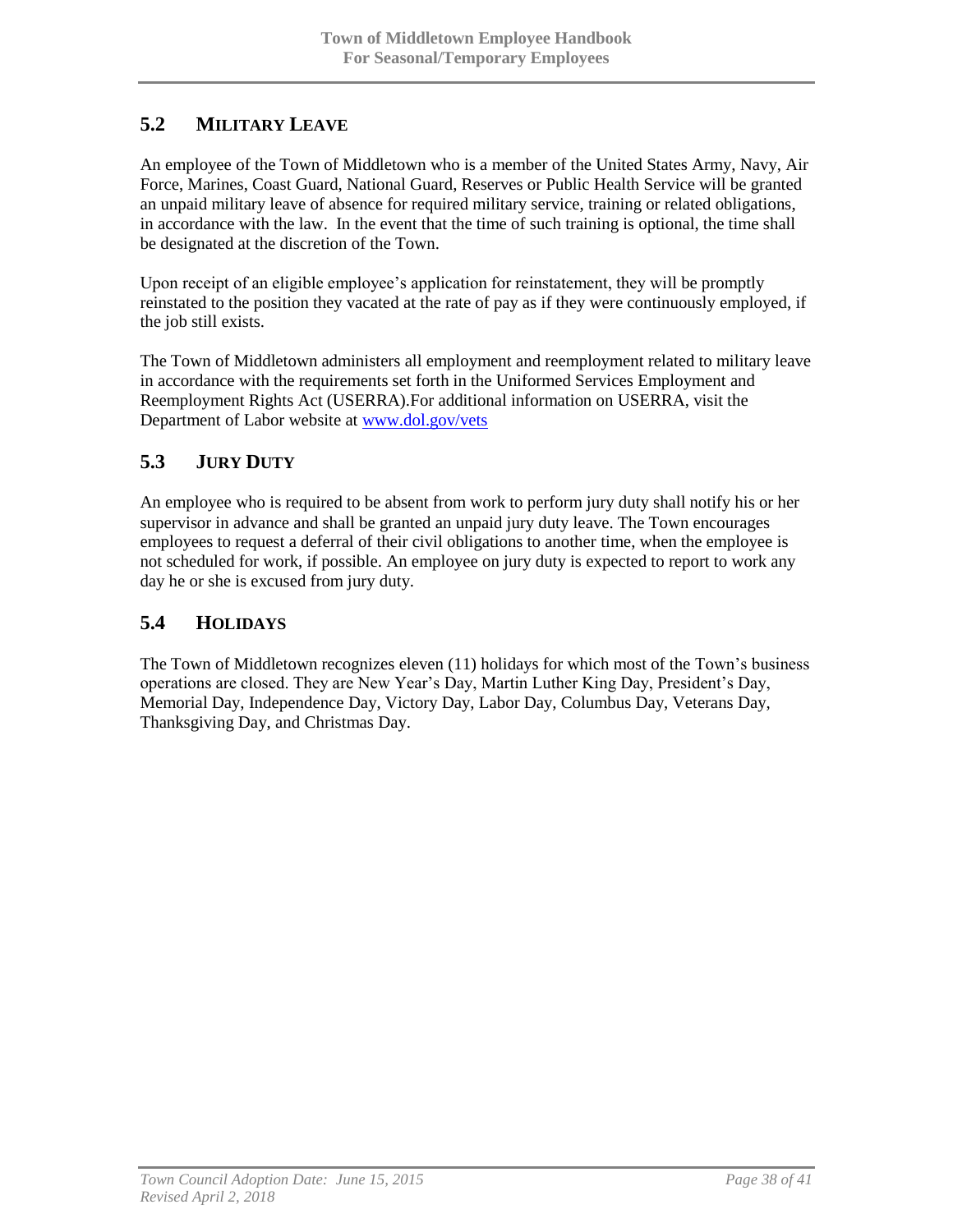## 5.2 MILITARY LEAVE

An employee of the Town of Middletown who is a member of the United States Army, Navy, Air Force, Marines, Coast Guard, National Guard, Reserves or Public Health Service will be granted an unpaid military leave of absence for required military service, training or related obligations, in accordance with the law. In the event that the time of such training is optional, the time shall be designated at the discretion of the Town.

Upon receipt of an eligible employee's application for reinstatement, they will be promptly reinstated to the position they vacated at the rate of pay as if they were continuously employed, if the job still exists.

The Town of Middletown administers all employment and reemployment related to military leave in accordance with the requirements set forth in the Uniformed Services Employment and Reemployment Rights Act (USERRA).For additional information on USERRA, visit the Department of Labor website at [www.dol.gov/vets](http://www.dol.gov/vets)

## 5.3 JURY DUTY

An employee who is required to be absent from work to perform jury duty shall notify his or her supervisor in advance and shall be granted an unpaid jury duty leave. The Town encourages employees to request a deferral of their civil obligations to another time, when the employee is not scheduled for work, if possible. An employee on jury duty is expected to report to work any day he or she is excused from jury duty.

## 5.4 HOLIDAYS

The Town of Middletown recognizes eleven (11) holidays for which most of the Town's business operations are closed. They are New Year's Day, Martin Luther King Day, President's Day, Memorial Day, Independence Day, Victory Day, Labor Day, Columbus Day, Veterans Day, Thanksgiving Day, and Christmas Day.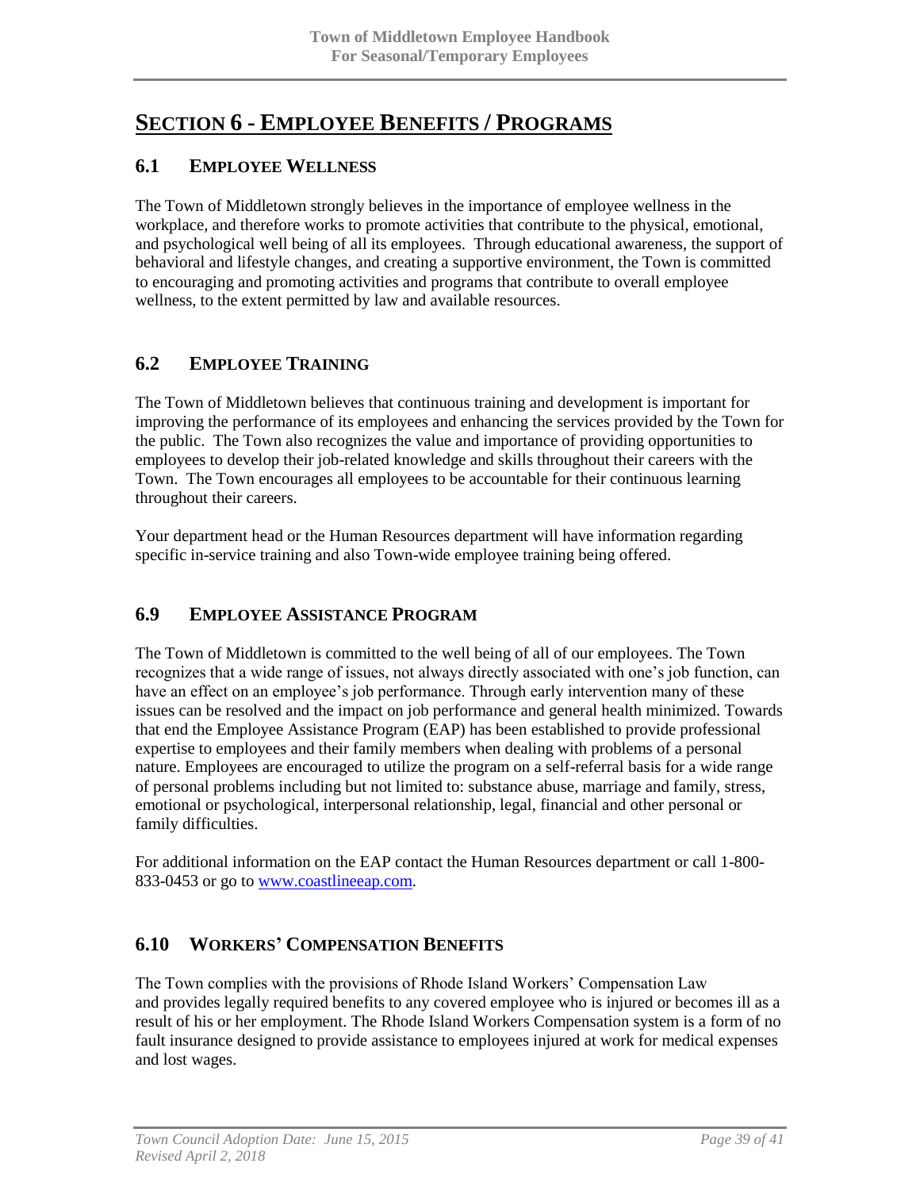# SECTION 6 - EMPLOYEE BENEFITS / PROGRAMS

## 6.1 EMPLOYEE WELLNESS

The Town of Middletown strongly believes in the importance of employee wellness in the workplace, and therefore works to promote activities that contribute to the physical, emotional, and psychological well being of all its employees. Through educational awareness, the support of behavioral and lifestyle changes, and creating a supportive environment, the Town is committed to encouraging and promoting activities and programs that contribute to overall employee wellness, to the extent permitted by law and available resources.

## 6.2 EMPLOYEE TRAINING

The Town of Middletown believes that continuous training and development is important for improving the performance of its employees and enhancing the services provided by the Town for the public. The Town also recognizes the value and importance of providing opportunities to employees to develop their job-related knowledge and skills throughout their careers with the Town. The Town encourages all employees to be accountable for their continuous learning throughout their careers.

Your department head or the Human Resources department will have information regarding specific in-service training and also Town-wide employee training being offered.

## 6.9 EMPLOYEE ASSISTANCE PROGRAM

The Town of Middletown is committed to the well being of all of our employees. The Town recognizes that a wide range of issues, not always directly associated with one's job function, can have an effect on an employee's job performance. Through early intervention many of these issues can be resolved and the impact on job performance and general health minimized. Towards that end the Employee Assistance Program (EAP) has been established to provide professional expertise to employees and their family members when dealing with problems of a personal nature. Employees are encouraged to utilize the program on a self-referral basis for a wide range of personal problems including but not limited to: substance abuse, marriage and family, stress, emotional or psychological, interpersonal relationship, legal, financial and other personal or family difficulties.

For additional information on the EAP contact the Human Resources department or call 1-800-833-0453 or go to [www.coastlineeap.com](http://www.coastlineeap.com).

## 6.10 WORKERS' COMPENSATION BENEFITS

The Town complies with the provisions of Rhode Island Workers' Compensation Law and provides legally required benefits to any covered employee who is injured or becomes ill as a result of his or her employment. The Rhode Island Workers Compensation system is a form of no fault insurance designed to provide assistance to employees injured at work for medical expenses and lost wages.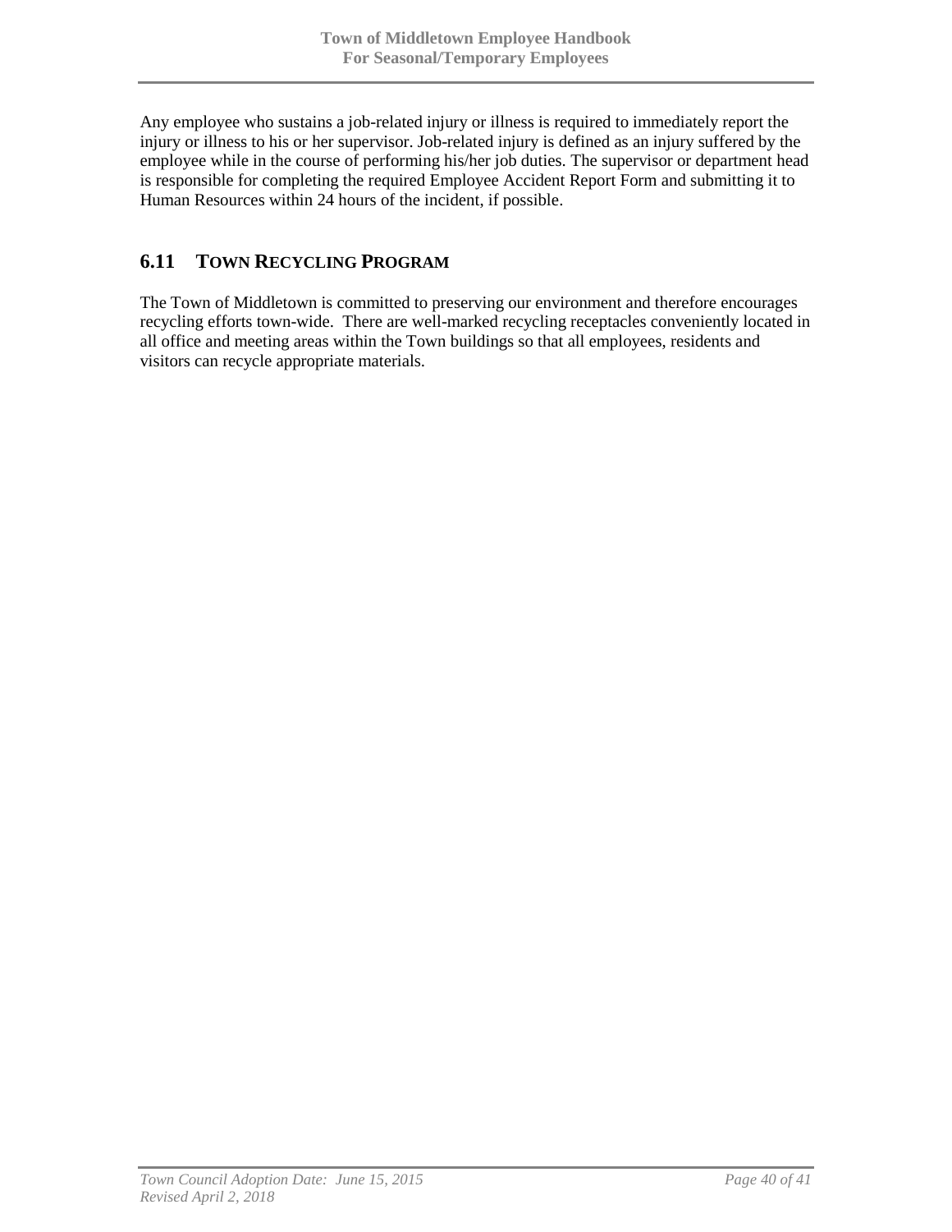Any employee who sustains a job-related injury or illness is required to immediately report the injury or illness to his or her supervisor. Job-related injury is defined as an injury suffered by the employee while in the course of performing his/her job duties. The supervisor or department head is responsible for completing the required Employee Accident Report Form and submitting it to Human Resources within 24 hours of the incident, if possible.

## 6.11 TOWN RECYCLING PROGRAM

The Town of Middletown is committed to preserving our environment and therefore encourages recycling efforts town-wide. There are well-marked recycling receptacles conveniently located in all office and meeting areas within the Town buildings so that all employees, residents and visitors can recycle appropriate materials.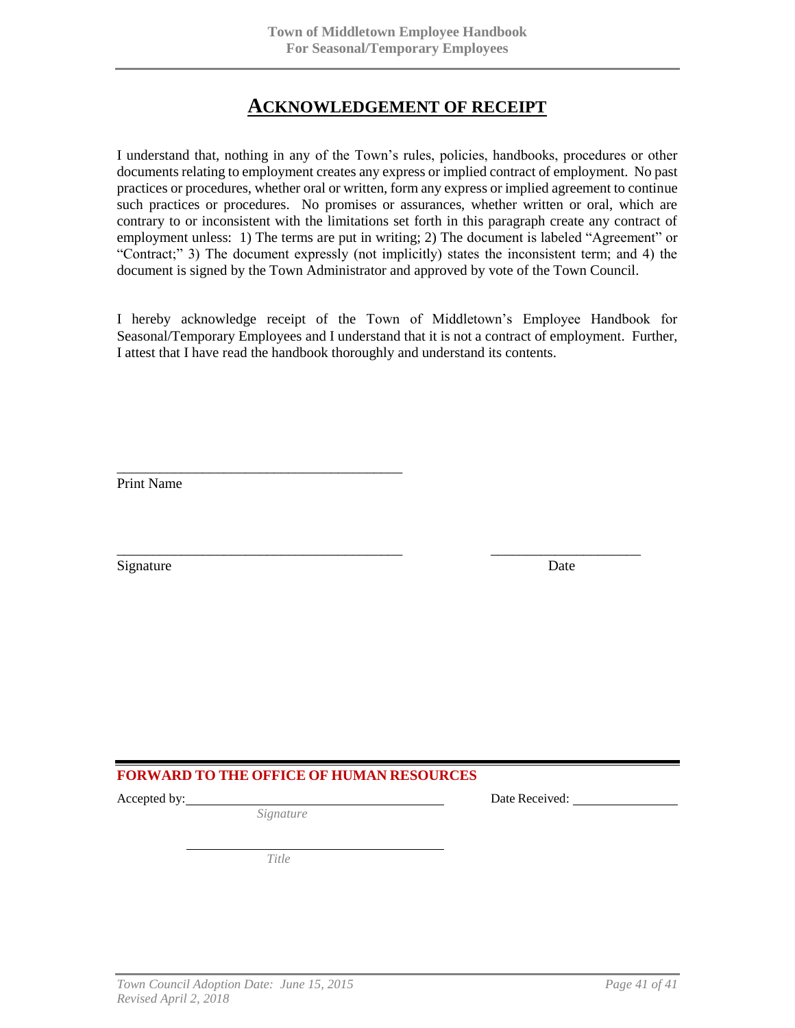# ACKNOWLEDGEMENT OF RECEIPT

I understand that, nothing in any of the Town's rules, policies, handbooks, procedures or other documents relating to employment creates any express or implied contract of employment. No past practices or procedures, whether oral or written, form any express or implied agreement to continue such practices or procedures. No promises or assurances, whether written or oral, which are contrary to or inconsistent with the limitations set forth in this paragraph create any contract of employment unless: 1) The terms are put in writing; 2) The document is labeled "Agreement" or "Contract;" 3) The document expressly (not implicitly) states the inconsistent term; and 4) the document is signed by the Town Administrator and approved by vote of the Town Council.

I hereby acknowledge receipt of the Town of Middletown's Employee Handbook for Seasonal/Temporary Employees and I understand that it is not a contract of employment. Further, I attest that I have read the handbook thoroughly and understand its contents.

\_\_\_\_\_\_\_\_\_\_\_\_\_\_\_\_\_\_\_\_\_\_\_\_\_\_\_\_\_\_\_\_\_\_\_\_\_\_\_\_

Print Name

\_\_\_\_\_\_\_\_\_\_\_\_\_\_\_\_\_\_\_\_\_\_\_\_\_\_\_\_\_\_\_\_\_\_\_\_\_\_\_\_ \_\_\_\_\_\_\_\_\_\_\_\_\_\_\_\_\_\_\_\_\_

Signature Date

**FORWARD TO THE OFFICE OF HUMAN RESOURCES**

Accepted by: \_\_\_\_\_\_\_\_\_\_\_\_\_\_\_\_\_\_\_\_\_\_\_\_\_\_\_\_\_\_\_\_\_\_\_\_\_\_\_\_ Date Received: \_\_\_\_\_\_\_\_\_\_\_\_\_\_\_\_

*Signature*

\_\_\_\_\_\_\_\_\_\_\_\_\_\_\_\_\_\_\_\_\_\_\_\_\_\_\_\_\_\_\_\_\_\_\_\_\_\_\_\_

*Title*

*Town Council Adoption Date: June 15, 2015*
*Revised April 2, 2018*